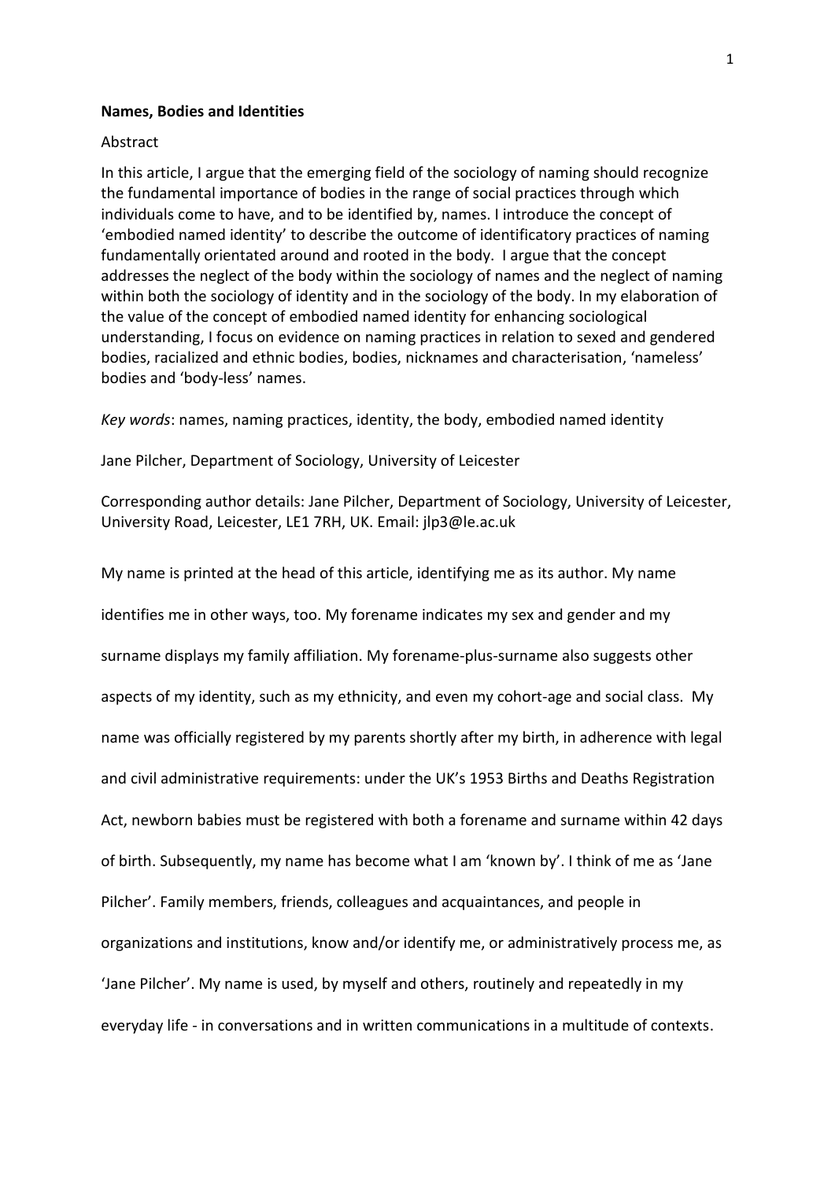# Names, Bodies and Identities

Abstract

In this article, I argue that the emerging field of the sociology of naming should recognize the fundamental importance of bodies in the range of social practices through which individuals come to have, and to be identified by, names. I introduce the concept of 'embodied named identity' to describe the outcome of identificatory practices of naming fundamentally orientated around and rooted in the body. I argue that the concept addresses the neglect of the body within the sociology of names and the neglect of naming within both the sociology of identity and in the sociology of the body. In my elaboration of the value of the concept of embodied named identity for enhancing sociological understanding, I focus on evidence on naming practices in relation to sexed and gendered bodies, racialized and ethnic bodies, bodies, nicknames and characterisation, 'nameless' bodies and 'body-less' names.

*Key words*: names, naming practices, identity, the body, embodied named identity

Jane Pilcher, Department of Sociology, University of Leicester

Corresponding author details: Jane Pilcher, Department of Sociology, University of Leicester, University Road, Leicester, LE1 7RH, UK. Email: jlp3@le.ac.uk

My name is printed at the head of this article, identifying me as its author. My name identifies me in other ways, too. My forename indicates my sex and gender and my surname displays my family affiliation. My forename-plus-surname also suggests other aspects of my identity, such as my ethnicity, and even my cohort-age and social class. My name was officially registered by my parents shortly after my birth, in adherence with legal and civil administrative requirements: under the UK's 1953 Births and Deaths Registration Act, newborn babies must be registered with both a forename and surname within 42 days of birth. Subsequently, my name has become what I am 'known by'. I think of me as 'Jane Pilcher'. Family members, friends, colleagues and acquaintances, and people in organizations and institutions, know and/or identify me, or administratively process me, as 'Jane Pilcher'. My name is used, by myself and others, routinely and repeatedly in my everyday life - in conversations and in written communications in a multitude of contexts.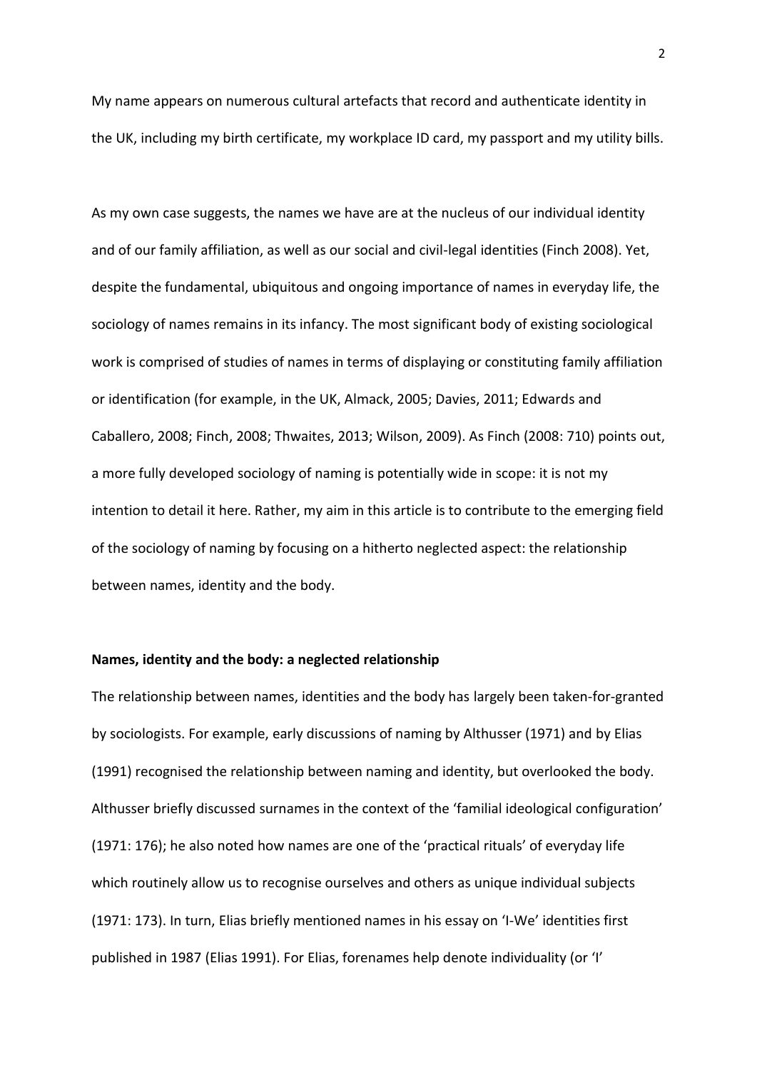My name appears on numerous cultural artefacts that record and authenticate identity in the UK, including my birth certificate, my workplace ID card, my passport and my utility bills.

As my own case suggests, the names we have are at the nucleus of our individual identity and of our family affiliation, as well as our social and civil-legal identities (Finch 2008). Yet, despite the fundamental, ubiquitous and ongoing importance of names in everyday life, the sociology of names remains in its infancy. The most significant body of existing sociological work is comprised of studies of names in terms of displaying or constituting family affiliation or identification (for example, in the UK, Almack, 2005; Davies, 2011; Edwards and Caballero, 2008; Finch, 2008; Thwaites, 2013; Wilson, 2009). As Finch (2008: 710) points out, a more fully developed sociology of naming is potentially wide in scope: it is not my intention to detail it here. Rather, my aim in this article is to contribute to the emerging field of the sociology of naming by focusing on a hitherto neglected aspect: the relationship between names, identity and the body.

**Names, identity and the body: a neglected relationship**

The relationship between names, identities and the body has largely been taken-for-granted by sociologists. For example, early discussions of naming by Althusser (1971) and by Elias (1991) recognised the relationship between naming and identity, but overlooked the body. Althusser briefly discussed surnames in the context of the 'familial ideological configuration' (1971: 176); he also noted how names are one of the 'practical rituals' of everyday life which routinely allow us to recognise ourselves and others as unique individual subjects (1971: 173). In turn, Elias briefly mentioned names in his essay on 'I-We' identities first published in 1987 (Elias 1991). For Elias, forenames help denote individuality (or 'I'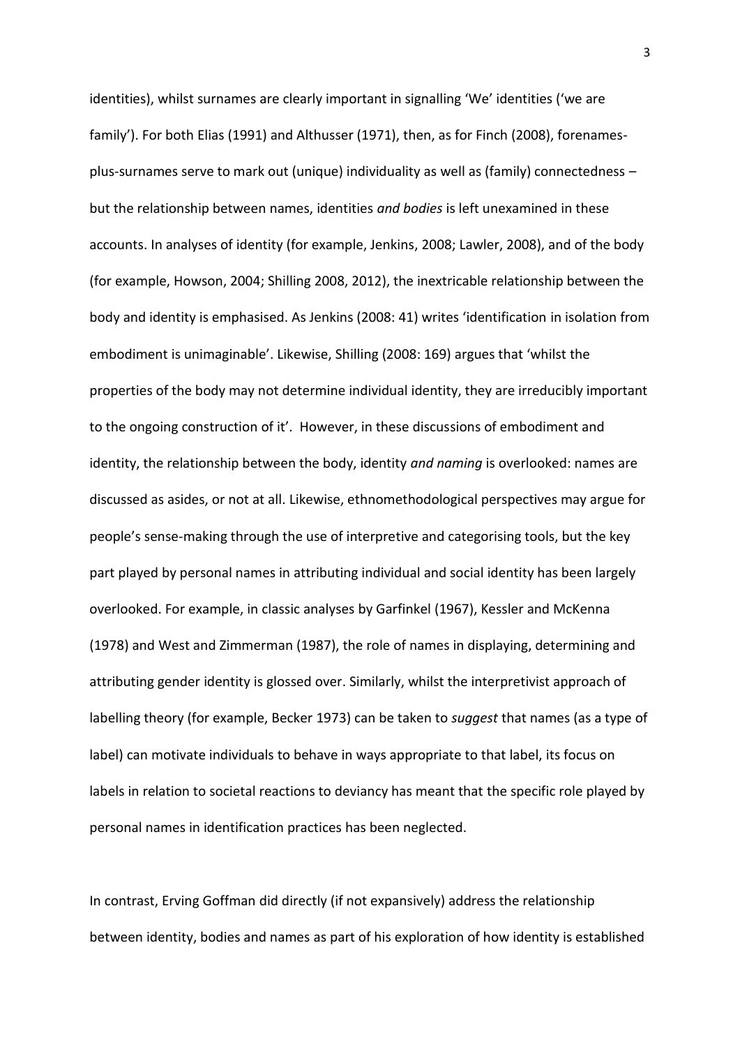identities), whilst surnames are clearly important in signalling 'We' identities ('we are family'). For both Elias (1991) and Althusser (1971), then, as for Finch (2008), forenames-plus-surnames serve to mark out (unique) individuality as well as (family) connectedness – but the relationship between names, identities *and bodies* is left unexamined in these accounts. In analyses of identity (for example, Jenkins, 2008; Lawler, 2008), and of the body (for example, Howson, 2004; Shilling 2008, 2012), the inextricable relationship between the body and identity is emphasised. As Jenkins (2008: 41) writes 'identification in isolation from embodiment is unimaginable'. Likewise, Shilling (2008: 169) argues that 'whilst the properties of the body may not determine individual identity, they are irreducibly important to the ongoing construction of it'. However, in these discussions of embodiment and identity, the relationship between the body, identity *and naming* is overlooked: names are discussed as asides, or not at all. Likewise, ethnomethodological perspectives may argue for people's sense-making through the use of interpretive and categorising tools, but the key part played by personal names in attributing individual and social identity has been largely overlooked. For example, in classic analyses by Garfinkel (1967), Kessler and McKenna (1978) and West and Zimmerman (1987), the role of names in displaying, determining and attributing gender identity is glossed over. Similarly, whilst the interpretivist approach of labelling theory (for example, Becker 1973) can be taken to *suggest* that names (as a type of label) can motivate individuals to behave in ways appropriate to that label, its focus on labels in relation to societal reactions to deviancy has meant that the specific role played by personal names in identification practices has been neglected.

In contrast, Erving Goffman did directly (if not expansively) address the relationship between identity, bodies and names as part of his exploration of how identity is established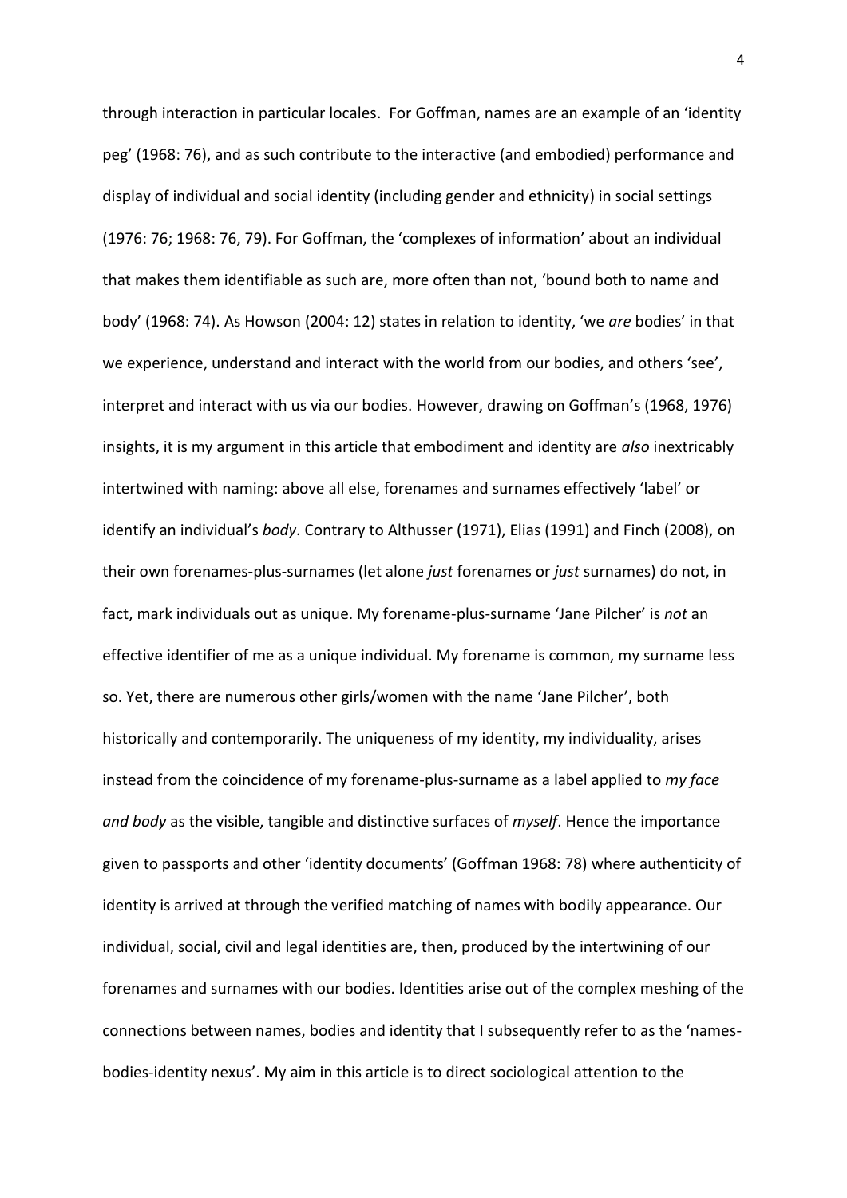through interaction in particular locales. For Goffman, names are an example of an 'identity peg' (1968: 76), and as such contribute to the interactive (and embodied) performance and display of individual and social identity (including gender and ethnicity) in social settings (1976: 76; 1968: 76, 79). For Goffman, the 'complexes of information' about an individual that makes them identifiable as such are, more often than not, 'bound both to name and body' (1968: 74). As Howson (2004: 12) states in relation to identity, 'we *are* bodies' in that we experience, understand and interact with the world from our bodies, and others 'see', interpret and interact with us via our bodies. However, drawing on Goffman's (1968, 1976) insights, it is my argument in this article that embodiment and identity are *also* inextricably intertwined with naming: above all else, forenames and surnames effectively 'label' or identify an individual's *body*. Contrary to Althusser (1971), Elias (1991) and Finch (2008), on their own forenames-plus-surnames (let alone *just* forenames or *just* surnames) do not, in fact, mark individuals out as unique. My forename-plus-surname 'Jane Pilcher' is *not* an effective identifier of me as a unique individual. My forename is common, my surname less so. Yet, there are numerous other girls/women with the name 'Jane Pilcher', both historically and contemporarily. The uniqueness of my identity, my individuality, arises instead from the coincidence of my forename-plus-surname as a label applied to *my face and body* as the visible, tangible and distinctive surfaces of *myself*. Hence the importance given to passports and other 'identity documents' (Goffman 1968: 78) where authenticity of identity is arrived at through the verified matching of names with bodily appearance. Our individual, social, civil and legal identities are, then, produced by the intertwining of our forenames and surnames with our bodies. Identities arise out of the complex meshing of the connections between names, bodies and identity that I subsequently refer to as the 'names-bodies-identity nexus'. My aim in this article is to direct sociological attention to the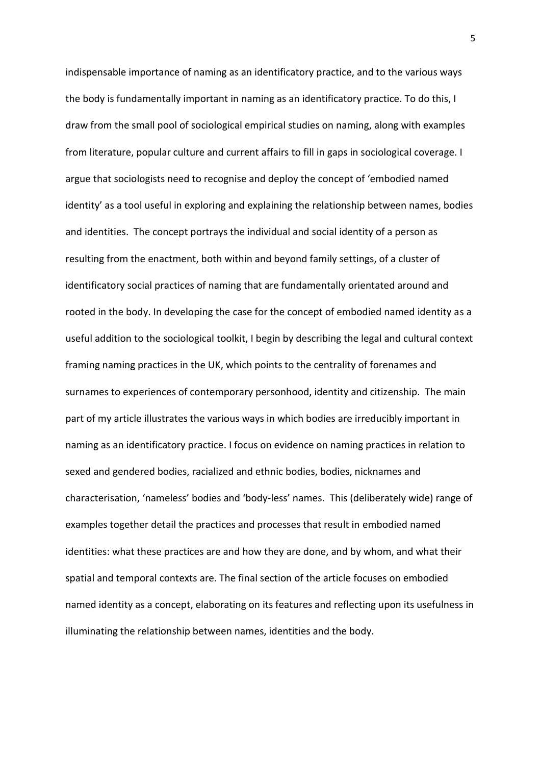indispensable importance of naming as an identificatory practice, and to the various ways the body is fundamentally important in naming as an identificatory practice. To do this, I draw from the small pool of sociological empirical studies on naming, along with examples from literature, popular culture and current affairs to fill in gaps in sociological coverage. I argue that sociologists need to recognise and deploy the concept of 'embodied named identity' as a tool useful in exploring and explaining the relationship between names, bodies and identities. The concept portrays the individual and social identity of a person as resulting from the enactment, both within and beyond family settings, of a cluster of identificatory social practices of naming that are fundamentally orientated around and rooted in the body. In developing the case for the concept of embodied named identity as a useful addition to the sociological toolkit, I begin by describing the legal and cultural context framing naming practices in the UK, which points to the centrality of forenames and surnames to experiences of contemporary personhood, identity and citizenship. The main part of my article illustrates the various ways in which bodies are irreducibly important in naming as an identificatory practice. I focus on evidence on naming practices in relation to sexed and gendered bodies, racialized and ethnic bodies, bodies, nicknames and characterisation, 'nameless' bodies and 'body-less' names. This (deliberately wide) range of examples together detail the practices and processes that result in embodied named identities: what these practices are and how they are done, and by whom, and what their spatial and temporal contexts are. The final section of the article focuses on embodied named identity as a concept, elaborating on its features and reflecting upon its usefulness in illuminating the relationship between names, identities and the body.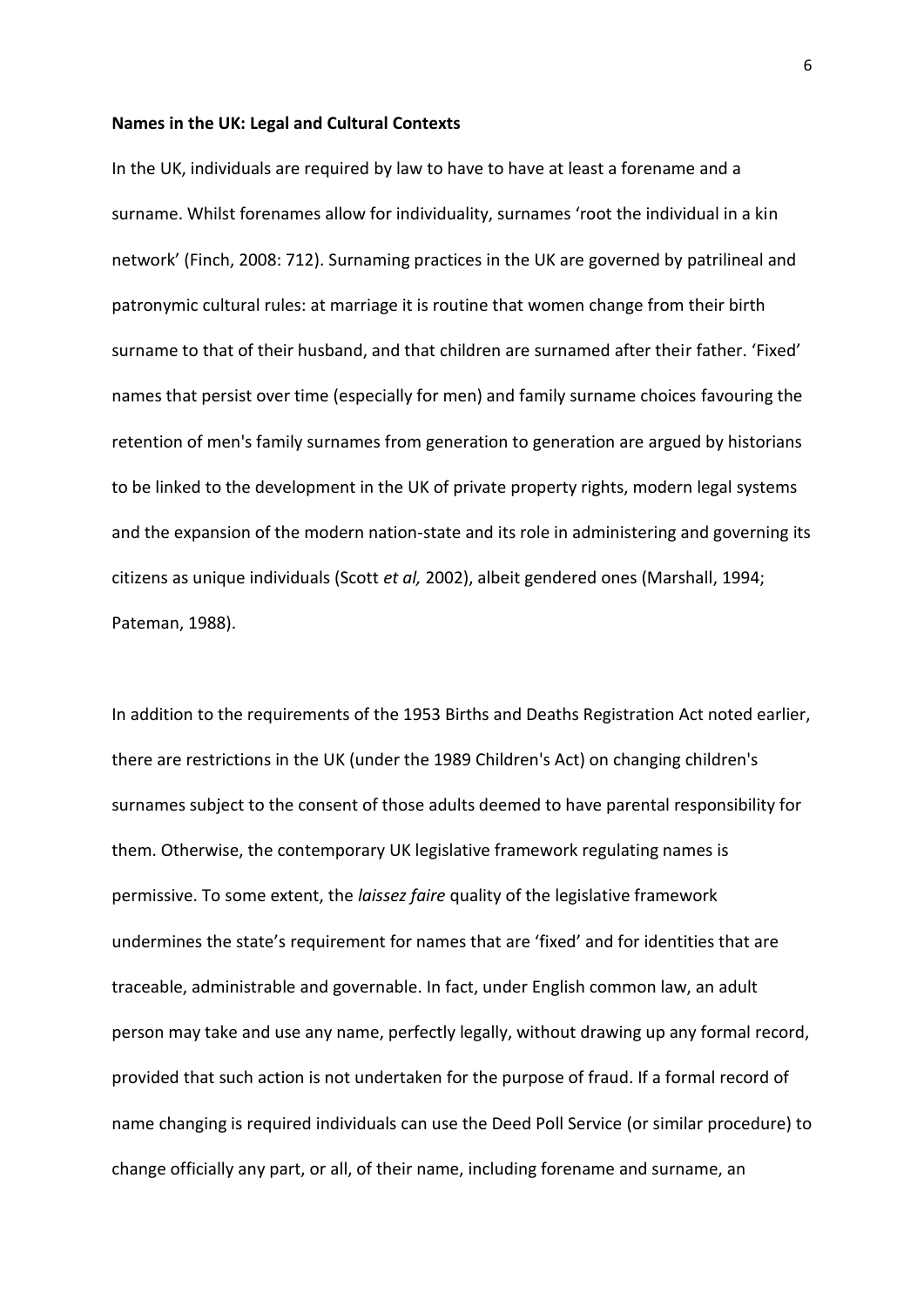**Names in the UK: Legal and Cultural Contexts**

In the UK, individuals are required by law to have to have at least a forename and a surname. Whilst forenames allow for individuality, surnames 'root the individual in a kin network' (Finch, 2008: 712). Surnaming practices in the UK are governed by patrilineal and patronymic cultural rules: at marriage it is routine that women change from their birth surname to that of their husband, and that children are surnamed after their father. 'Fixed' names that persist over time (especially for men) and family surname choices favouring the retention of men's family surnames from generation to generation are argued by historians to be linked to the development in the UK of private property rights, modern legal systems and the expansion of the modern nation-state and its role in administering and governing its citizens as unique individuals (Scott *et al,* 2002), albeit gendered ones (Marshall, 1994; Pateman, 1988).

In addition to the requirements of the 1953 Births and Deaths Registration Act noted earlier, there are restrictions in the UK (under the 1989 Children's Act) on changing children's surnames subject to the consent of those adults deemed to have parental responsibility for them. Otherwise, the contemporary UK legislative framework regulating names is permissive. To some extent, the *laissez faire* quality of the legislative framework undermines the state's requirement for names that are 'fixed' and for identities that are traceable, administrable and governable. In fact, under English common law, an adult person may take and use any name, perfectly legally, without drawing up any formal record, provided that such action is not undertaken for the purpose of fraud. If a formal record of name changing is required individuals can use the Deed Poll Service (or similar procedure) to change officially any part, or all, of their name, including forename and surname, an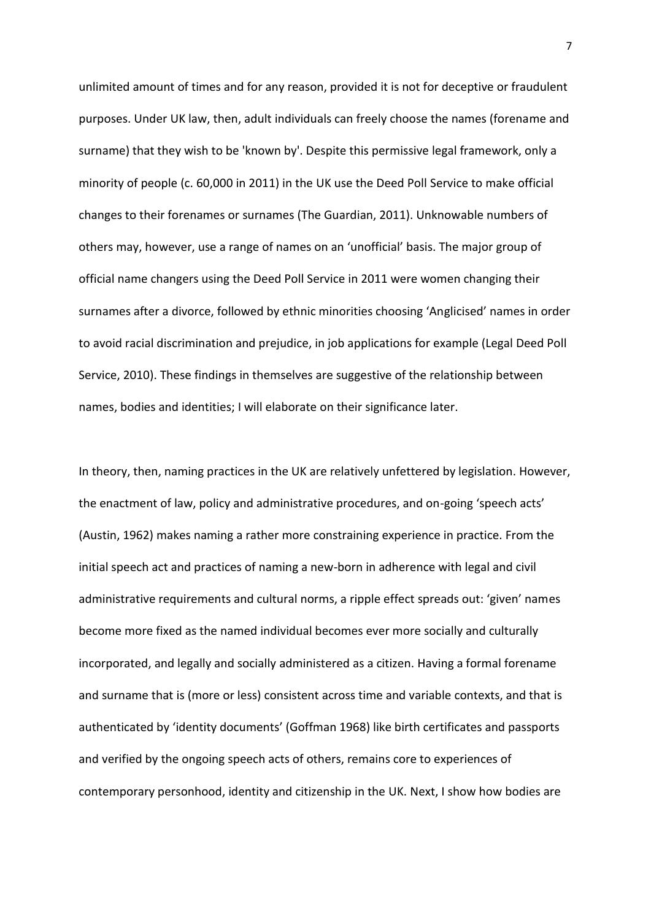unlimited amount of times and for any reason, provided it is not for deceptive or fraudulent purposes. Under UK law, then, adult individuals can freely choose the names (forename and surname) that they wish to be 'known by'. Despite this permissive legal framework, only a minority of people (c. 60,000 in 2011) in the UK use the Deed Poll Service to make official changes to their forenames or surnames (The Guardian, 2011). Unknowable numbers of others may, however, use a range of names on an 'unofficial' basis. The major group of official name changers using the Deed Poll Service in 2011 were women changing their surnames after a divorce, followed by ethnic minorities choosing 'Anglicised' names in order to avoid racial discrimination and prejudice, in job applications for example (Legal Deed Poll Service, 2010). These findings in themselves are suggestive of the relationship between names, bodies and identities; I will elaborate on their significance later.

In theory, then, naming practices in the UK are relatively unfettered by legislation. However, the enactment of law, policy and administrative procedures, and on-going 'speech acts' (Austin, 1962) makes naming a rather more constraining experience in practice. From the initial speech act and practices of naming a new-born in adherence with legal and civil administrative requirements and cultural norms, a ripple effect spreads out: 'given' names become more fixed as the named individual becomes ever more socially and culturally incorporated, and legally and socially administered as a citizen. Having a formal forename and surname that is (more or less) consistent across time and variable contexts, and that is authenticated by 'identity documents' (Goffman 1968) like birth certificates and passports and verified by the ongoing speech acts of others, remains core to experiences of contemporary personhood, identity and citizenship in the UK. Next, I show how bodies are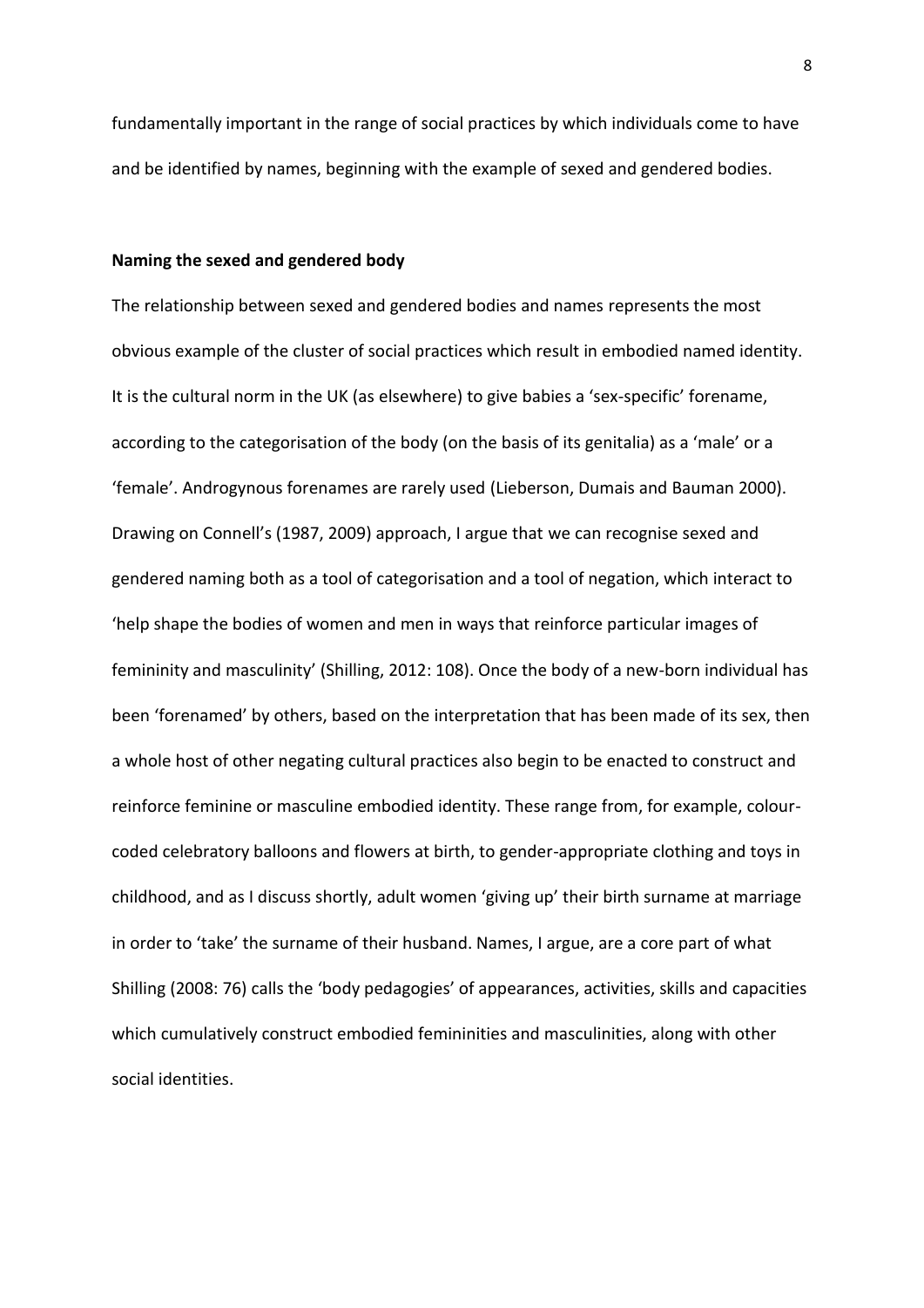fundamentally important in the range of social practices by which individuals come to have and be identified by names, beginning with the example of sexed and gendered bodies.

## Naming the sexed and gendered body

The relationship between sexed and gendered bodies and names represents the most obvious example of the cluster of social practices which result in embodied named identity. It is the cultural norm in the UK (as elsewhere) to give babies a 'sex-specific' forename, according to the categorisation of the body (on the basis of its genitalia) as a 'male' or a 'female'. Androgynous forenames are rarely used (Lieberson, Dumais and Bauman 2000). Drawing on Connell's (1987, 2009) approach, I argue that we can recognise sexed and gendered naming both as a tool of categorisation and a tool of negation, which interact to 'help shape the bodies of women and men in ways that reinforce particular images of femininity and masculinity' (Shilling, 2012: 108). Once the body of a new-born individual has been 'forenamed' by others, based on the interpretation that has been made of its sex, then a whole host of other negating cultural practices also begin to be enacted to construct and reinforce feminine or masculine embodied identity. These range from, for example, colour-coded celebratory balloons and flowers at birth, to gender-appropriate clothing and toys in childhood, and as I discuss shortly, adult women 'giving up' their birth surname at marriage in order to 'take' the surname of their husband. Names, I argue, are a core part of what Shilling (2008: 76) calls the 'body pedagogies' of appearances, activities, skills and capacities which cumulatively construct embodied femininities and masculinities, along with other social identities.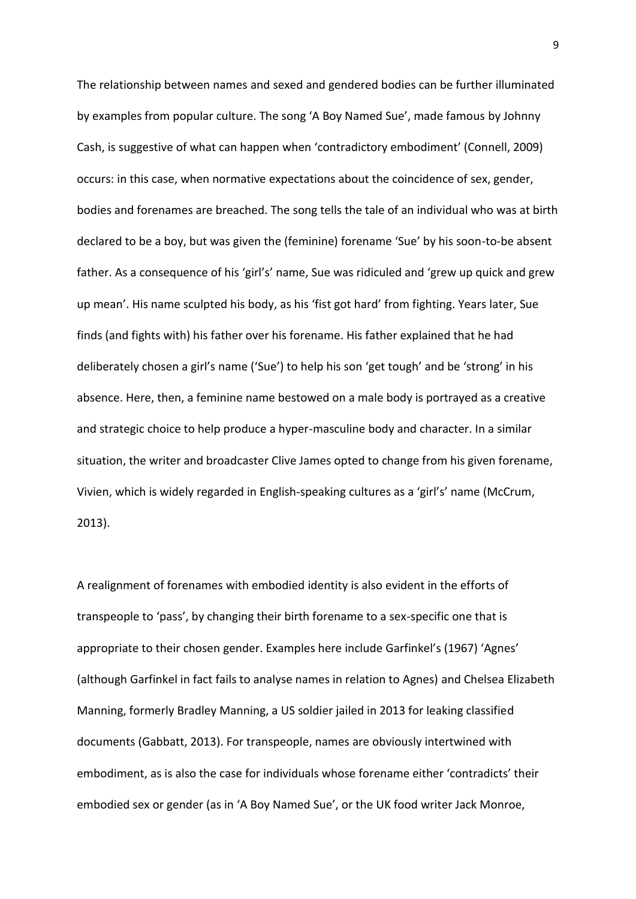The relationship between names and sexed and gendered bodies can be further illuminated by examples from popular culture. The song 'A Boy Named Sue', made famous by Johnny Cash, is suggestive of what can happen when 'contradictory embodiment' (Connell, 2009) occurs: in this case, when normative expectations about the coincidence of sex, gender, bodies and forenames are breached. The song tells the tale of an individual who was at birth declared to be a boy, but was given the (feminine) forename 'Sue' by his soon-to-be absent father. As a consequence of his 'girl's' name, Sue was ridiculed and 'grew up quick and grew up mean'. His name sculpted his body, as his 'fist got hard' from fighting. Years later, Sue finds (and fights with) his father over his forename. His father explained that he had deliberately chosen a girl's name ('Sue') to help his son 'get tough' and be 'strong' in his absence. Here, then, a feminine name bestowed on a male body is portrayed as a creative and strategic choice to help produce a hyper-masculine body and character. In a similar situation, the writer and broadcaster Clive James opted to change from his given forename, Vivien, which is widely regarded in English-speaking cultures as a 'girl's' name (McCrum, 2013).

A realignment of forenames with embodied identity is also evident in the efforts of transpeople to 'pass', by changing their birth forename to a sex-specific one that is appropriate to their chosen gender. Examples here include Garfinkel's (1967) 'Agnes' (although Garfinkel in fact fails to analyse names in relation to Agnes) and Chelsea Elizabeth Manning, formerly Bradley Manning, a US soldier jailed in 2013 for leaking classified documents (Gabbatt, 2013). For transpeople, names are obviously intertwined with embodiment, as is also the case for individuals whose forename either 'contradicts' their embodied sex or gender (as in 'A Boy Named Sue', or the UK food writer Jack Monroe,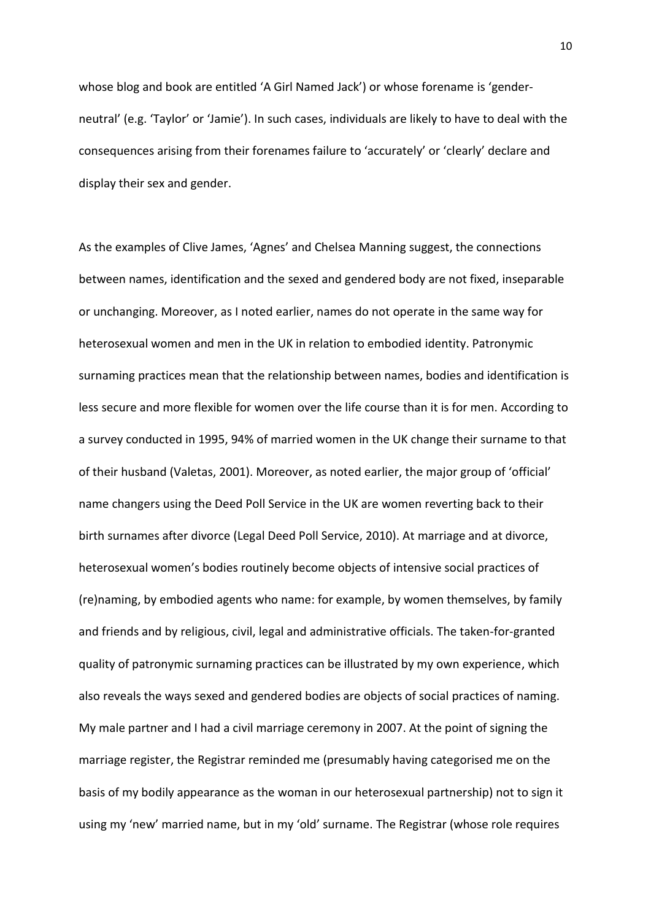whose blog and book are entitled 'A Girl Named Jack') or whose forename is 'gender-neutral' (e.g. 'Taylor' or 'Jamie'). In such cases, individuals are likely to have to deal with the consequences arising from their forenames failure to 'accurately' or 'clearly' declare and display their sex and gender.

As the examples of Clive James, 'Agnes' and Chelsea Manning suggest, the connections between names, identification and the sexed and gendered body are not fixed, inseparable or unchanging. Moreover, as I noted earlier, names do not operate in the same way for heterosexual women and men in the UK in relation to embodied identity. Patronymic surnaming practices mean that the relationship between names, bodies and identification is less secure and more flexible for women over the life course than it is for men. According to a survey conducted in 1995, 94% of married women in the UK change their surname to that of their husband (Valetas, 2001). Moreover, as noted earlier, the major group of 'official' name changers using the Deed Poll Service in the UK are women reverting back to their birth surnames after divorce (Legal Deed Poll Service, 2010). At marriage and at divorce, heterosexual women's bodies routinely become objects of intensive social practices of (re)naming, by embodied agents who name: for example, by women themselves, by family and friends and by religious, civil, legal and administrative officials. The taken-for-granted quality of patronymic surnaming practices can be illustrated by my own experience, which also reveals the ways sexed and gendered bodies are objects of social practices of naming. My male partner and I had a civil marriage ceremony in 2007. At the point of signing the marriage register, the Registrar reminded me (presumably having categorised me on the basis of my bodily appearance as the woman in our heterosexual partnership) not to sign it using my 'new' married name, but in my 'old' surname. The Registrar (whose role requires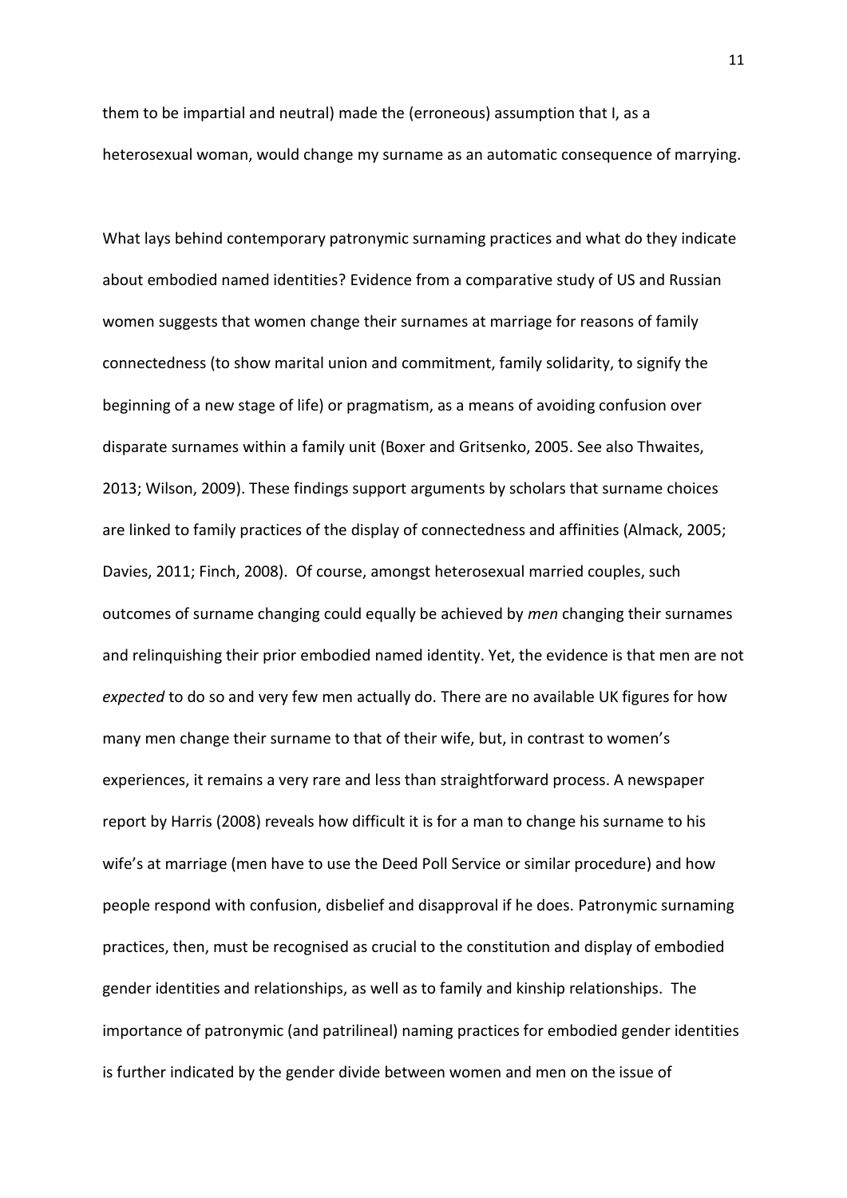them to be impartial and neutral) made the (erroneous) assumption that I, as a heterosexual woman, would change my surname as an automatic consequence of marrying.

What lays behind contemporary patronymic surnaming practices and what do they indicate about embodied named identities? Evidence from a comparative study of US and Russian women suggests that women change their surnames at marriage for reasons of family connectedness (to show marital union and commitment, family solidarity, to signify the beginning of a new stage of life) or pragmatism, as a means of avoiding confusion over disparate surnames within a family unit (Boxer and Gritsenko, 2005. See also Thwaites, 2013; Wilson, 2009). These findings support arguments by scholars that surname choices are linked to family practices of the display of connectedness and affinities (Almack, 2005; Davies, 2011; Finch, 2008). Of course, amongst heterosexual married couples, such outcomes of surname changing could equally be achieved by *men* changing their surnames and relinquishing their prior embodied named identity. Yet, the evidence is that men are not *expected* to do so and very few men actually do. There are no available UK figures for how many men change their surname to that of their wife, but, in contrast to women's experiences, it remains a very rare and less than straightforward process. A newspaper report by Harris (2008) reveals how difficult it is for a man to change his surname to his wife's at marriage (men have to use the Deed Poll Service or similar procedure) and how people respond with confusion, disbelief and disapproval if he does. Patronymic surnaming practices, then, must be recognised as crucial to the constitution and display of embodied gender identities and relationships, as well as to family and kinship relationships. The importance of patronymic (and patrilineal) naming practices for embodied gender identities is further indicated by the gender divide between women and men on the issue of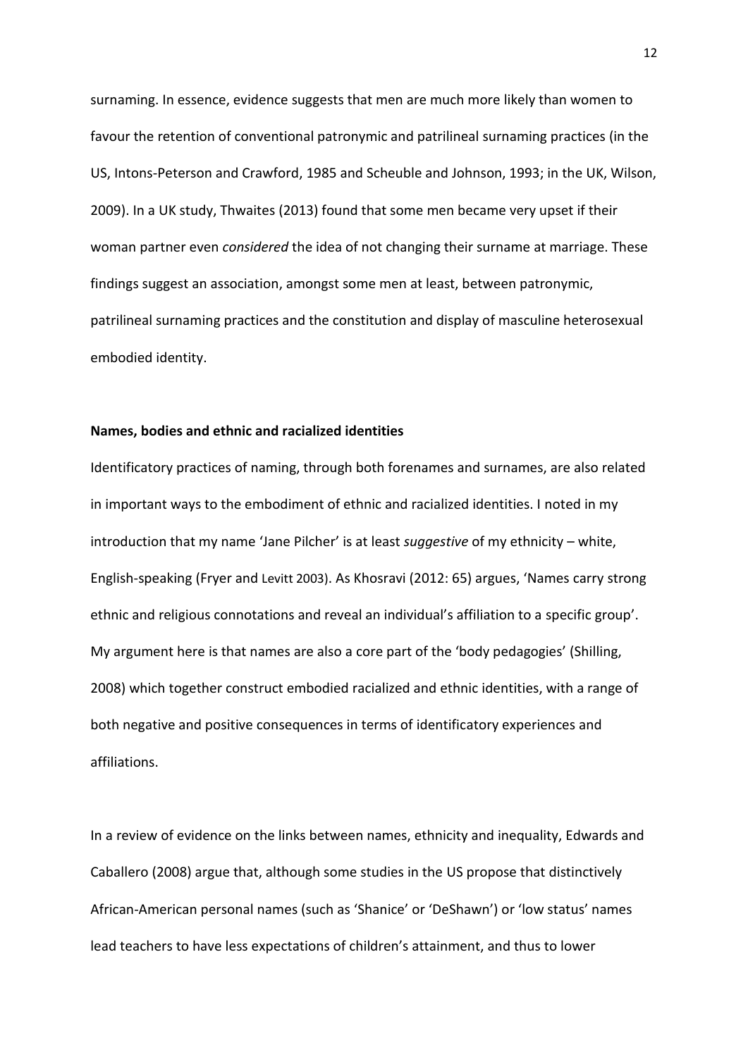surnaming. In essence, evidence suggests that men are much more likely than women to favour the retention of conventional patronymic and patrilineal surnaming practices (in the US, Intons-Peterson and Crawford, 1985 and Scheuble and Johnson, 1993; in the UK, Wilson, 2009). In a UK study, Thwaites (2013) found that some men became very upset if their woman partner even *considered* the idea of not changing their surname at marriage. These findings suggest an association, amongst some men at least, between patronymic, patrilineal surnaming practices and the constitution and display of masculine heterosexual embodied identity.

**Names, bodies and ethnic and racialized identities**

Identificatory practices of naming, through both forenames and surnames, are also related in important ways to the embodiment of ethnic and racialized identities. I noted in my introduction that my name 'Jane Pilcher' is at least *suggestive* of my ethnicity – white, English-speaking (Fryer and Levitt 2003). As Khosravi (2012: 65) argues, 'Names carry strong ethnic and religious connotations and reveal an individual's affiliation to a specific group'. My argument here is that names are also a core part of the 'body pedagogies' (Shilling, 2008) which together construct embodied racialized and ethnic identities, with a range of both negative and positive consequences in terms of identificatory experiences and affiliations.

In a review of evidence on the links between names, ethnicity and inequality, Edwards and Caballero (2008) argue that, although some studies in the US propose that distinctively African-American personal names (such as 'Shanice' or 'DeShawn') or 'low status' names lead teachers to have less expectations of children's attainment, and thus to lower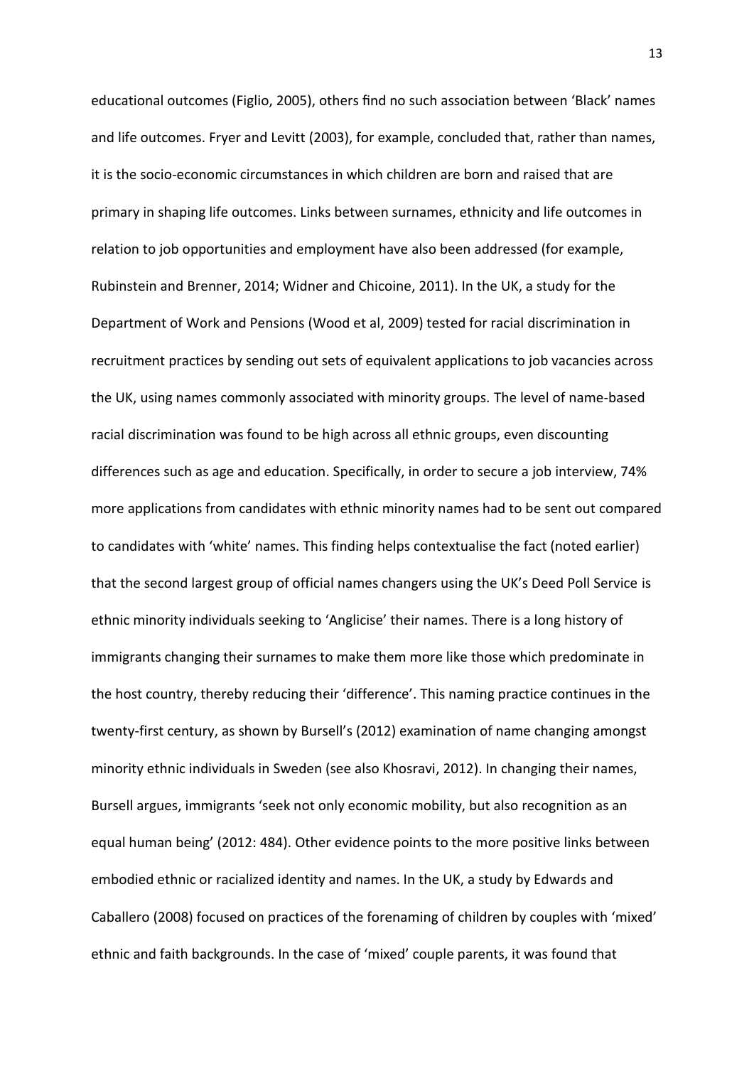educational outcomes (Figlio, 2005), others find no such association between 'Black' names and life outcomes. Fryer and Levitt (2003), for example, concluded that, rather than names, it is the socio-economic circumstances in which children are born and raised that are primary in shaping life outcomes. Links between surnames, ethnicity and life outcomes in relation to job opportunities and employment have also been addressed (for example, Rubinstein and Brenner, 2014; Widner and Chicoine, 2011). In the UK, a study for the Department of Work and Pensions (Wood et al, 2009) tested for racial discrimination in recruitment practices by sending out sets of equivalent applications to job vacancies across the UK, using names commonly associated with minority groups. The level of name-based racial discrimination was found to be high across all ethnic groups, even discounting differences such as age and education. Specifically, in order to secure a job interview, 74% more applications from candidates with ethnic minority names had to be sent out compared to candidates with 'white' names. This finding helps contextualise the fact (noted earlier) that the second largest group of official names changers using the UK's Deed Poll Service is ethnic minority individuals seeking to 'Anglicise' their names. There is a long history of immigrants changing their surnames to make them more like those which predominate in the host country, thereby reducing their 'difference'. This naming practice continues in the twenty-first century, as shown by Bursell's (2012) examination of name changing amongst minority ethnic individuals in Sweden (see also Khosravi, 2012). In changing their names, Bursell argues, immigrants 'seek not only economic mobility, but also recognition as an equal human being' (2012: 484). Other evidence points to the more positive links between embodied ethnic or racialized identity and names. In the UK, a study by Edwards and Caballero (2008) focused on practices of the forenaming of children by couples with 'mixed' ethnic and faith backgrounds. In the case of 'mixed' couple parents, it was found that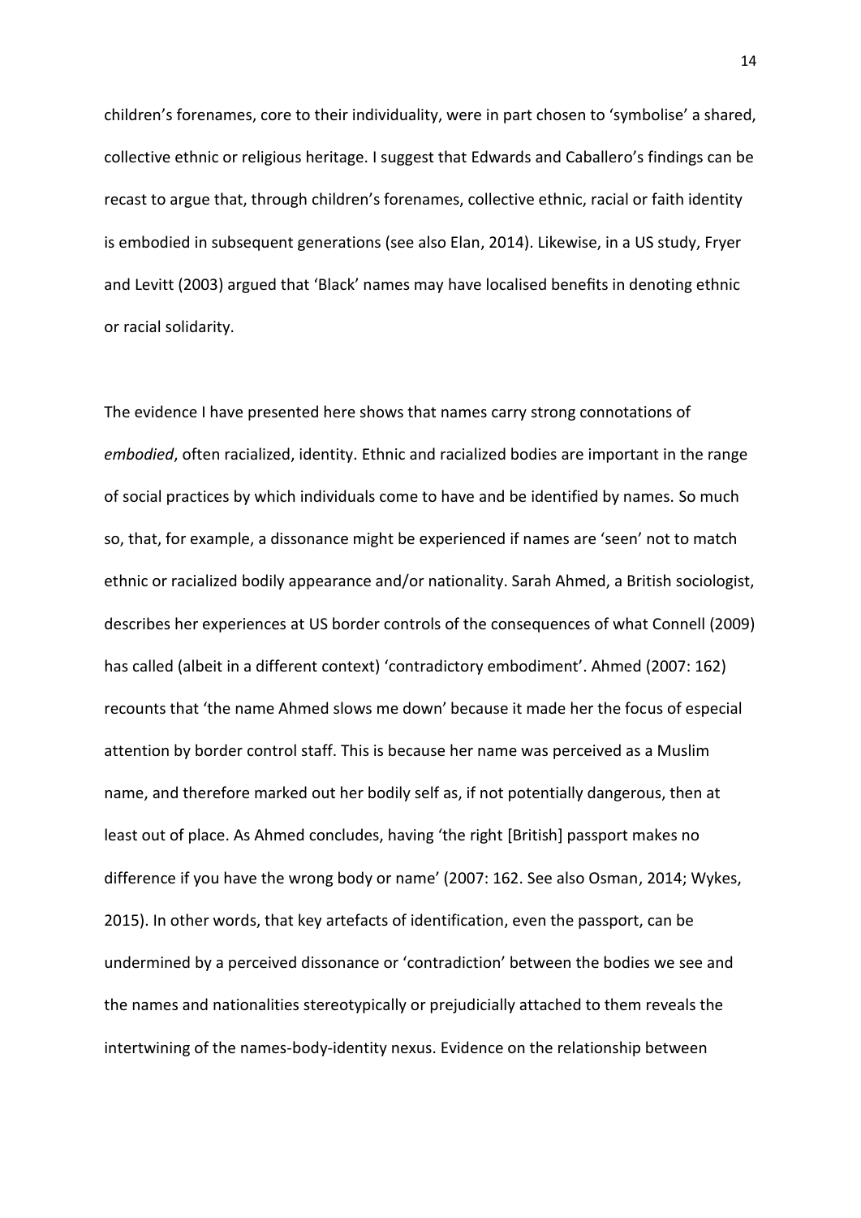children's forenames, core to their individuality, were in part chosen to 'symbolise' a shared, collective ethnic or religious heritage. I suggest that Edwards and Caballero's findings can be recast to argue that, through children's forenames, collective ethnic, racial or faith identity is embodied in subsequent generations (see also Elan, 2014). Likewise, in a US study, Fryer and Levitt (2003) argued that 'Black' names may have localised benefits in denoting ethnic or racial solidarity.

The evidence I have presented here shows that names carry strong connotations of *embodied*, often racialized, identity. Ethnic and racialized bodies are important in the range of social practices by which individuals come to have and be identified by names. So much so, that, for example, a dissonance might be experienced if names are 'seen' not to match ethnic or racialized bodily appearance and/or nationality. Sarah Ahmed, a British sociologist, describes her experiences at US border controls of the consequences of what Connell (2009) has called (albeit in a different context) 'contradictory embodiment'. Ahmed (2007: 162) recounts that 'the name Ahmed slows me down' because it made her the focus of especial attention by border control staff. This is because her name was perceived as a Muslim name, and therefore marked out her bodily self as, if not potentially dangerous, then at least out of place. As Ahmed concludes, having 'the right [British] passport makes no difference if you have the wrong body or name' (2007: 162. See also Osman, 2014; Wykes, 2015). In other words, that key artefacts of identification, even the passport, can be undermined by a perceived dissonance or 'contradiction' between the bodies we see and the names and nationalities stereotypically or prejudicially attached to them reveals the intertwining of the names-body-identity nexus. Evidence on the relationship between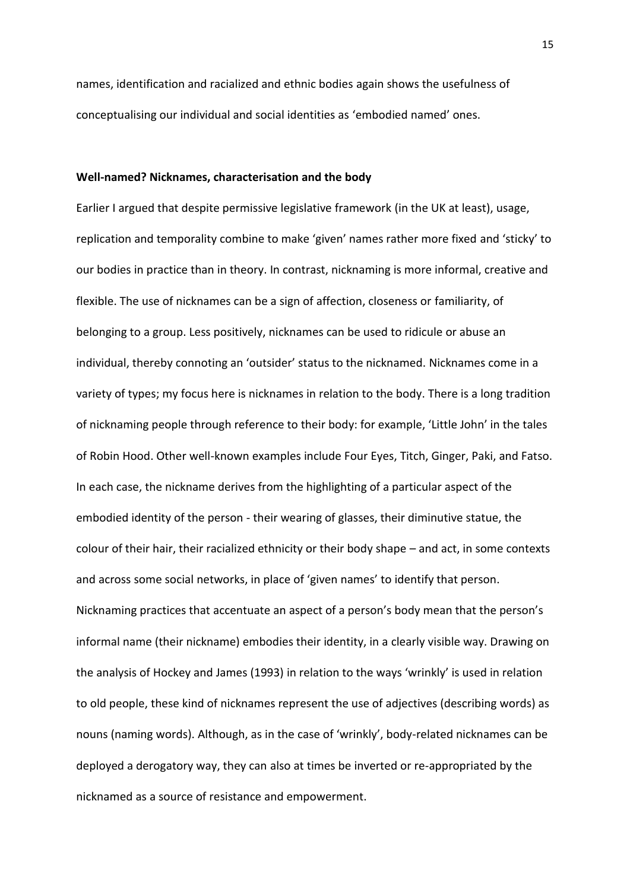names, identification and racialized and ethnic bodies again shows the usefulness of conceptualising our individual and social identities as 'embodied named' ones.

**Well-named? Nicknames, characterisation and the body**

Earlier I argued that despite permissive legislative framework (in the UK at least), usage, replication and temporality combine to make 'given' names rather more fixed and 'sticky' to our bodies in practice than in theory. In contrast, nicknaming is more informal, creative and flexible. The use of nicknames can be a sign of affection, closeness or familiarity, of belonging to a group. Less positively, nicknames can be used to ridicule or abuse an individual, thereby connoting an 'outsider' status to the nicknamed. Nicknames come in a variety of types; my focus here is nicknames in relation to the body. There is a long tradition of nicknaming people through reference to their body: for example, 'Little John' in the tales of Robin Hood. Other well-known examples include Four Eyes, Titch, Ginger, Paki, and Fatso. In each case, the nickname derives from the highlighting of a particular aspect of the embodied identity of the person - their wearing of glasses, their diminutive statue, the colour of their hair, their racialized ethnicity or their body shape – and act, in some contexts and across some social networks, in place of 'given names' to identify that person. Nicknaming practices that accentuate an aspect of a person's body mean that the person's informal name (their nickname) embodies their identity, in a clearly visible way. Drawing on the analysis of Hockey and James (1993) in relation to the ways 'wrinkly' is used in relation to old people, these kind of nicknames represent the use of adjectives (describing words) as nouns (naming words). Although, as in the case of 'wrinkly', body-related nicknames can be deployed a derogatory way, they can also at times be inverted or re-appropriated by the nicknamed as a source of resistance and empowerment.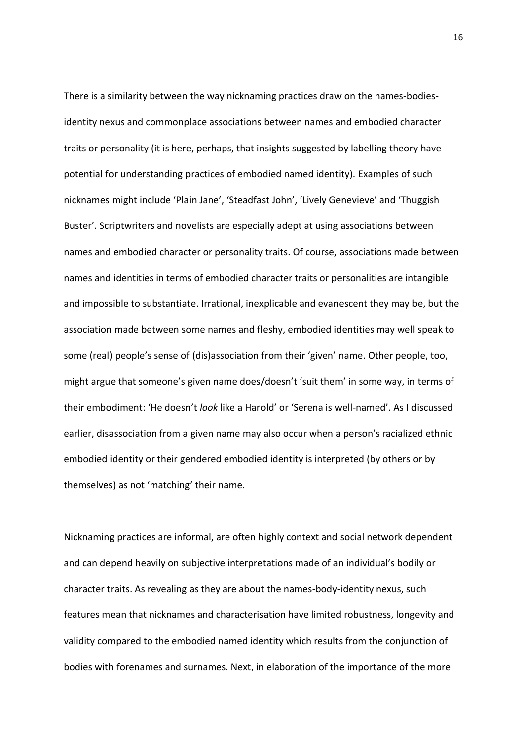There is a similarity between the way nicknaming practices draw on the names-bodies-identity nexus and commonplace associations between names and embodied character traits or personality (it is here, perhaps, that insights suggested by labelling theory have potential for understanding practices of embodied named identity). Examples of such nicknames might include 'Plain Jane', 'Steadfast John', 'Lively Genevieve' and 'Thuggish Buster'. Scriptwriters and novelists are especially adept at using associations between names and embodied character or personality traits. Of course, associations made between names and identities in terms of embodied character traits or personalities are intangible and impossible to substantiate. Irrational, inexplicable and evanescent they may be, but the association made between some names and fleshy, embodied identities may well speak to some (real) people's sense of (dis)association from their 'given' name. Other people, too, might argue that someone's given name does/doesn't 'suit them' in some way, in terms of their embodiment: 'He doesn't *look* like a Harold' or 'Serena is well-named'. As I discussed earlier, disassociation from a given name may also occur when a person's racialized ethnic embodied identity or their gendered embodied identity is interpreted (by others or by themselves) as not 'matching' their name.

Nicknaming practices are informal, are often highly context and social network dependent and can depend heavily on subjective interpretations made of an individual's bodily or character traits. As revealing as they are about the names-body-identity nexus, such features mean that nicknames and characterisation have limited robustness, longevity and validity compared to the embodied named identity which results from the conjunction of bodies with forenames and surnames. Next, in elaboration of the importance of the more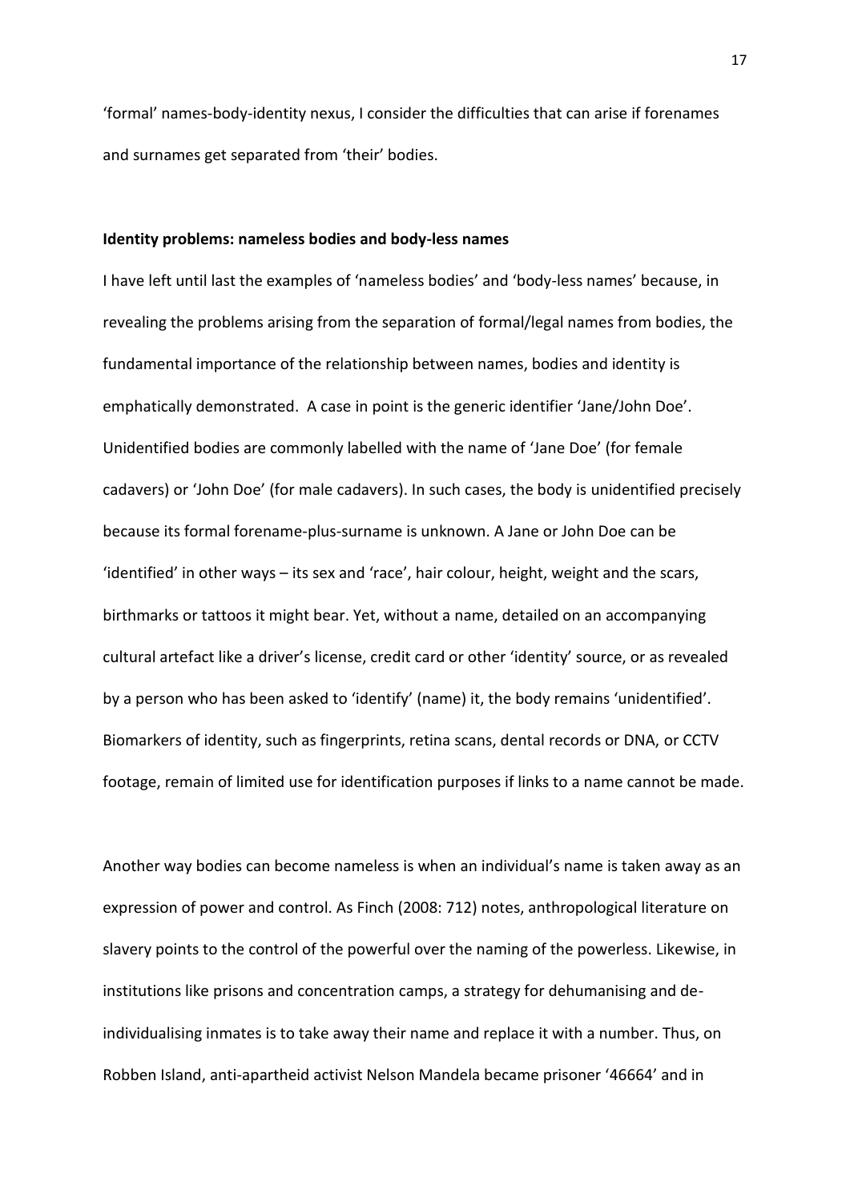'formal' names-body-identity nexus, I consider the difficulties that can arise if forenames and surnames get separated from 'their' bodies.

## Identity problems: nameless bodies and body-less names

I have left until last the examples of 'nameless bodies' and 'body-less names' because, in revealing the problems arising from the separation of formal/legal names from bodies, the fundamental importance of the relationship between names, bodies and identity is emphatically demonstrated. A case in point is the generic identifier 'Jane/John Doe'. Unidentified bodies are commonly labelled with the name of 'Jane Doe' (for female cadavers) or 'John Doe' (for male cadavers). In such cases, the body is unidentified precisely because its formal forename-plus-surname is unknown. A Jane or John Doe can be 'identified' in other ways – its sex and 'race', hair colour, height, weight and the scars, birthmarks or tattoos it might bear. Yet, without a name, detailed on an accompanying cultural artefact like a driver's license, credit card or other 'identity' source, or as revealed by a person who has been asked to 'identify' (name) it, the body remains 'unidentified'. Biomarkers of identity, such as fingerprints, retina scans, dental records or DNA, or CCTV footage, remain of limited use for identification purposes if links to a name cannot be made.

Another way bodies can become nameless is when an individual's name is taken away as an expression of power and control. As Finch (2008: 712) notes, anthropological literature on slavery points to the control of the powerful over the naming of the powerless. Likewise, in institutions like prisons and concentration camps, a strategy for dehumanising and de-individualising inmates is to take away their name and replace it with a number. Thus, on Robben Island, anti-apartheid activist Nelson Mandela became prisoner '46664' and in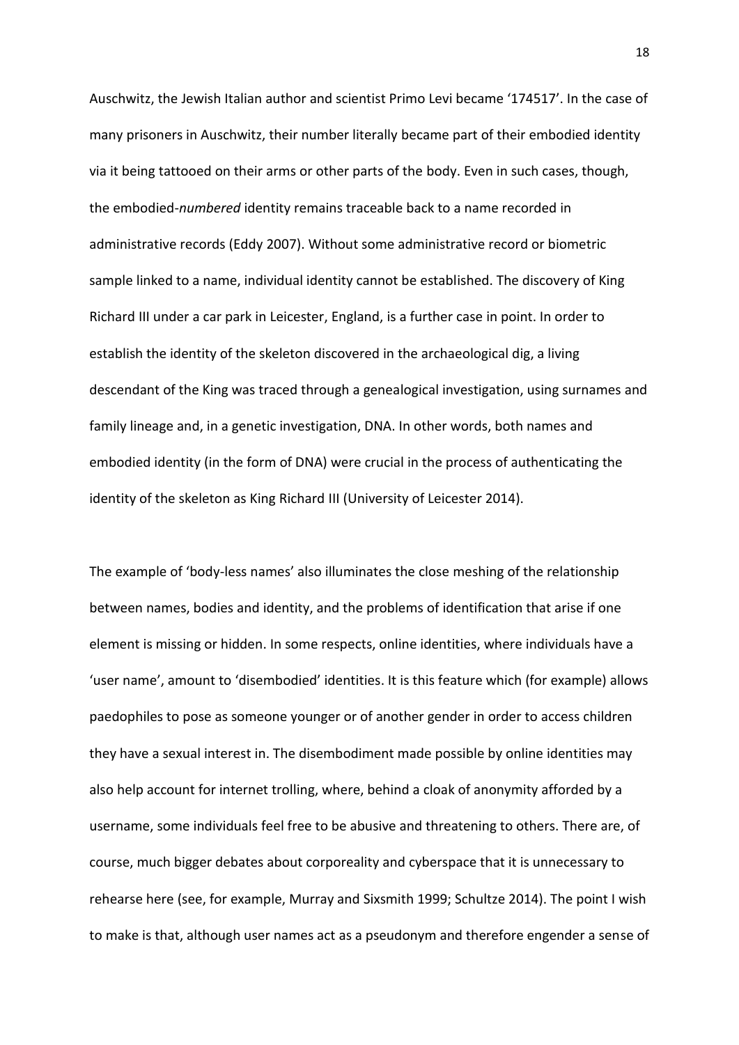Auschwitz, the Jewish Italian author and scientist Primo Levi became '174517'. In the case of many prisoners in Auschwitz, their number literally became part of their embodied identity via it being tattooed on their arms or other parts of the body. Even in such cases, though, the embodied-*numbered* identity remains traceable back to a name recorded in administrative records (Eddy 2007). Without some administrative record or biometric sample linked to a name, individual identity cannot be established. The discovery of King Richard III under a car park in Leicester, England, is a further case in point. In order to establish the identity of the skeleton discovered in the archaeological dig, a living descendant of the King was traced through a genealogical investigation, using surnames and family lineage and, in a genetic investigation, DNA. In other words, both names and embodied identity (in the form of DNA) were crucial in the process of authenticating the identity of the skeleton as King Richard III (University of Leicester 2014).

The example of 'body-less names' also illuminates the close meshing of the relationship between names, bodies and identity, and the problems of identification that arise if one element is missing or hidden. In some respects, online identities, where individuals have a 'user name', amount to 'disembodied' identities. It is this feature which (for example) allows paedophiles to pose as someone younger or of another gender in order to access children they have a sexual interest in. The disembodiment made possible by online identities may also help account for internet trolling, where, behind a cloak of anonymity afforded by a username, some individuals feel free to be abusive and threatening to others. There are, of course, much bigger debates about corporeality and cyberspace that it is unnecessary to rehearse here (see, for example, Murray and Sixsmith 1999; Schultze 2014). The point I wish to make is that, although user names act as a pseudonym and therefore engender a sense of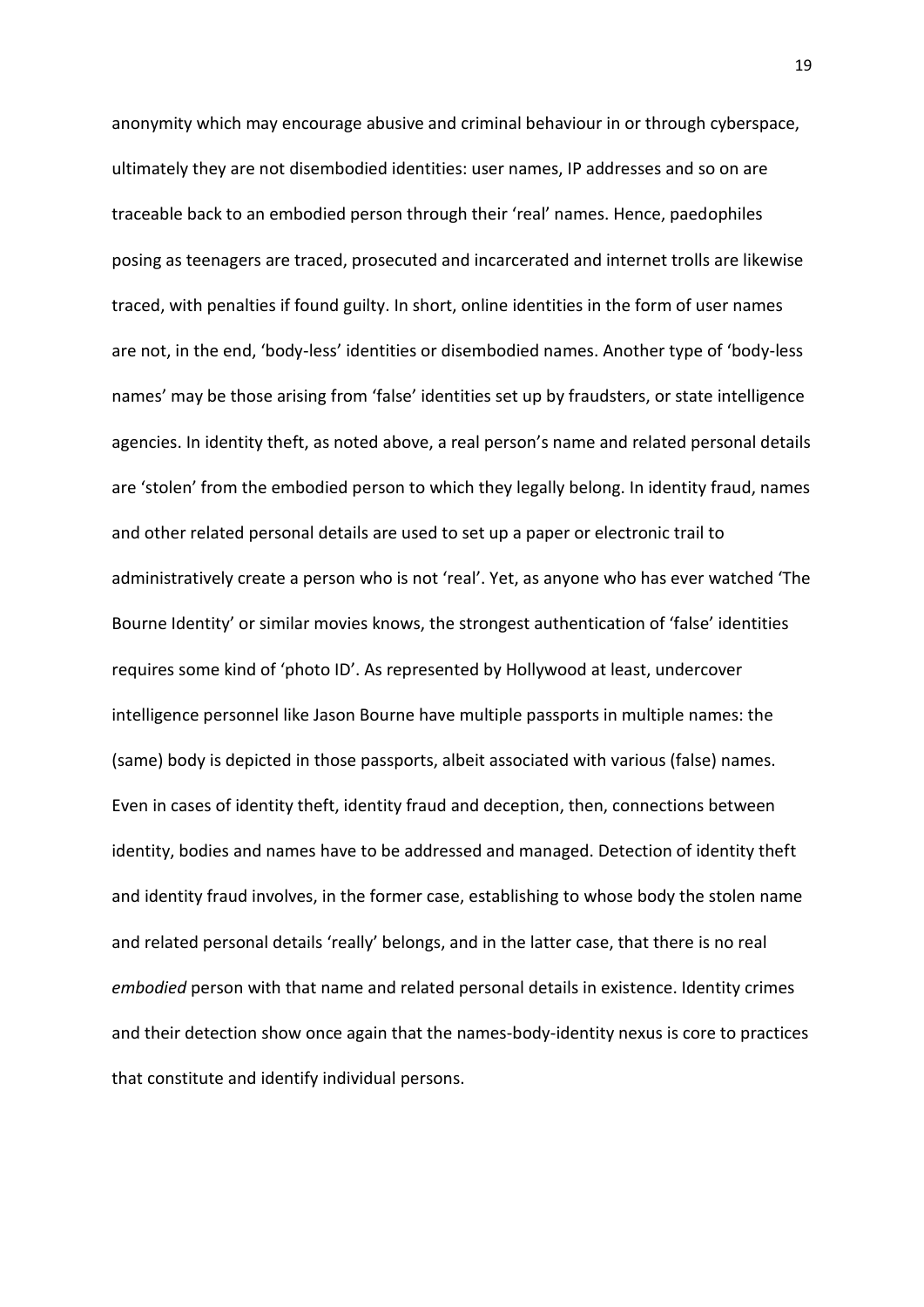anonymity which may encourage abusive and criminal behaviour in or through cyberspace, ultimately they are not disembodied identities: user names, IP addresses and so on are traceable back to an embodied person through their 'real' names. Hence, paedophiles posing as teenagers are traced, prosecuted and incarcerated and internet trolls are likewise traced, with penalties if found guilty. In short, online identities in the form of user names are not, in the end, 'body-less' identities or disembodied names. Another type of 'body-less names' may be those arising from 'false' identities set up by fraudsters, or state intelligence agencies. In identity theft, as noted above, a real person's name and related personal details are 'stolen' from the embodied person to which they legally belong. In identity fraud, names and other related personal details are used to set up a paper or electronic trail to administratively create a person who is not 'real'. Yet, as anyone who has ever watched 'The Bourne Identity' or similar movies knows, the strongest authentication of 'false' identities requires some kind of 'photo ID'. As represented by Hollywood at least, undercover intelligence personnel like Jason Bourne have multiple passports in multiple names: the (same) body is depicted in those passports, albeit associated with various (false) names. Even in cases of identity theft, identity fraud and deception, then, connections between identity, bodies and names have to be addressed and managed. Detection of identity theft and identity fraud involves, in the former case, establishing to whose body the stolen name and related personal details 'really' belongs, and in the latter case, that there is no real *embodied* person with that name and related personal details in existence. Identity crimes and their detection show once again that the names-body-identity nexus is core to practices that constitute and identify individual persons.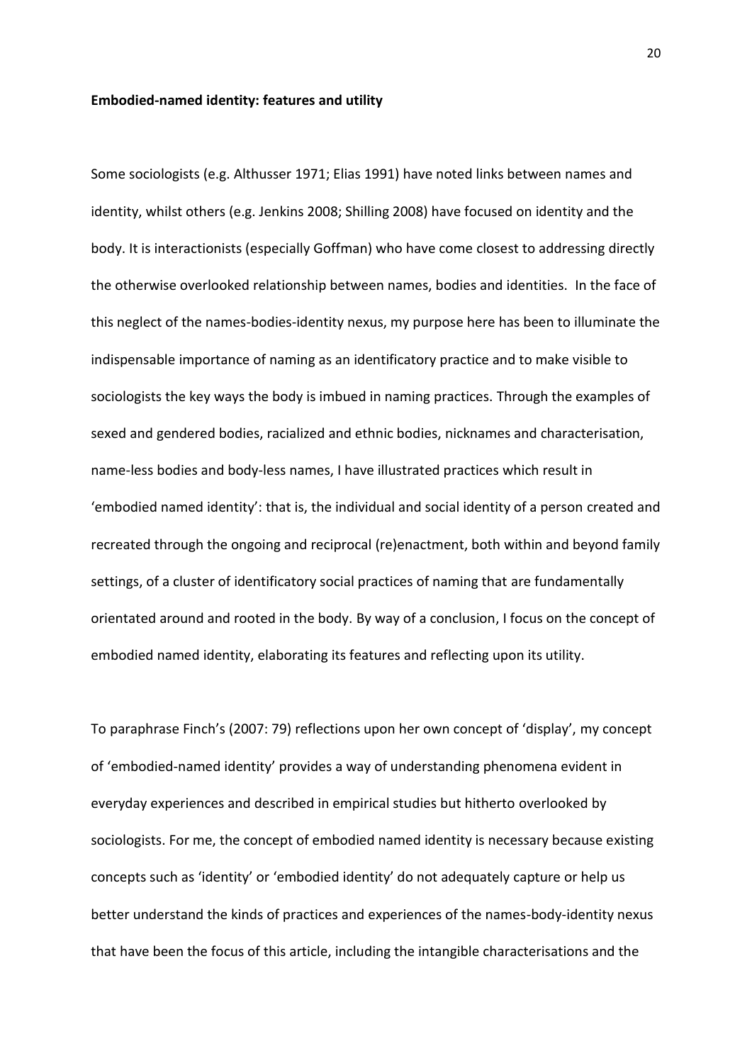**Embodied-named identity: features and utility**

Some sociologists (e.g. Althusser 1971; Elias 1991) have noted links between names and identity, whilst others (e.g. Jenkins 2008; Shilling 2008) have focused on identity and the body. It is interactionists (especially Goffman) who have come closest to addressing directly the otherwise overlooked relationship between names, bodies and identities. In the face of this neglect of the names-bodies-identity nexus, my purpose here has been to illuminate the indispensable importance of naming as an identificatory practice and to make visible to sociologists the key ways the body is imbued in naming practices. Through the examples of sexed and gendered bodies, racialized and ethnic bodies, nicknames and characterisation, name-less bodies and body-less names, I have illustrated practices which result in 'embodied named identity': that is, the individual and social identity of a person created and recreated through the ongoing and reciprocal (re)enactment, both within and beyond family settings, of a cluster of identificatory social practices of naming that are fundamentally orientated around and rooted in the body. By way of a conclusion, I focus on the concept of embodied named identity, elaborating its features and reflecting upon its utility.

To paraphrase Finch's (2007: 79) reflections upon her own concept of 'display', my concept of 'embodied-named identity' provides a way of understanding phenomena evident in everyday experiences and described in empirical studies but hitherto overlooked by sociologists. For me, the concept of embodied named identity is necessary because existing concepts such as 'identity' or 'embodied identity' do not adequately capture or help us better understand the kinds of practices and experiences of the names-body-identity nexus that have been the focus of this article, including the intangible characterisations and the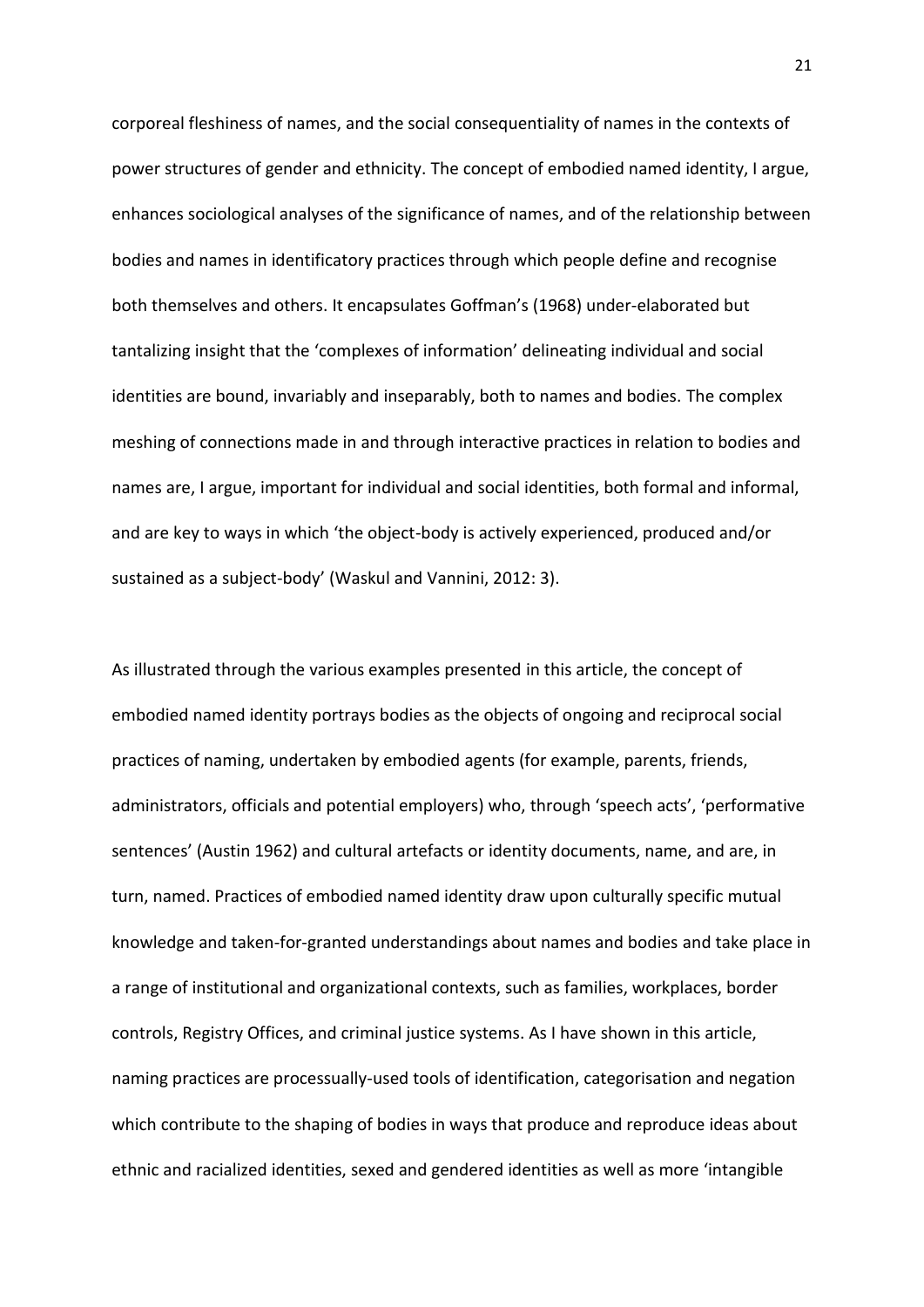corporeal fleshiness of names, and the social consequentiality of names in the contexts of power structures of gender and ethnicity. The concept of embodied named identity, I argue, enhances sociological analyses of the significance of names, and of the relationship between bodies and names in identificatory practices through which people define and recognise both themselves and others. It encapsulates Goffman's (1968) under-elaborated but tantalizing insight that the 'complexes of information' delineating individual and social identities are bound, invariably and inseparably, both to names and bodies. The complex meshing of connections made in and through interactive practices in relation to bodies and names are, I argue, important for individual and social identities, both formal and informal, and are key to ways in which 'the object-body is actively experienced, produced and/or sustained as a subject-body' (Waskul and Vannini, 2012: 3).

As illustrated through the various examples presented in this article, the concept of embodied named identity portrays bodies as the objects of ongoing and reciprocal social practices of naming, undertaken by embodied agents (for example, parents, friends, administrators, officials and potential employers) who, through 'speech acts', 'performative sentences' (Austin 1962) and cultural artefacts or identity documents, name, and are, in turn, named. Practices of embodied named identity draw upon culturally specific mutual knowledge and taken-for-granted understandings about names and bodies and take place in a range of institutional and organizational contexts, such as families, workplaces, border controls, Registry Offices, and criminal justice systems. As I have shown in this article, naming practices are processually-used tools of identification, categorisation and negation which contribute to the shaping of bodies in ways that produce and reproduce ideas about ethnic and racialized identities, sexed and gendered identities as well as more 'intangible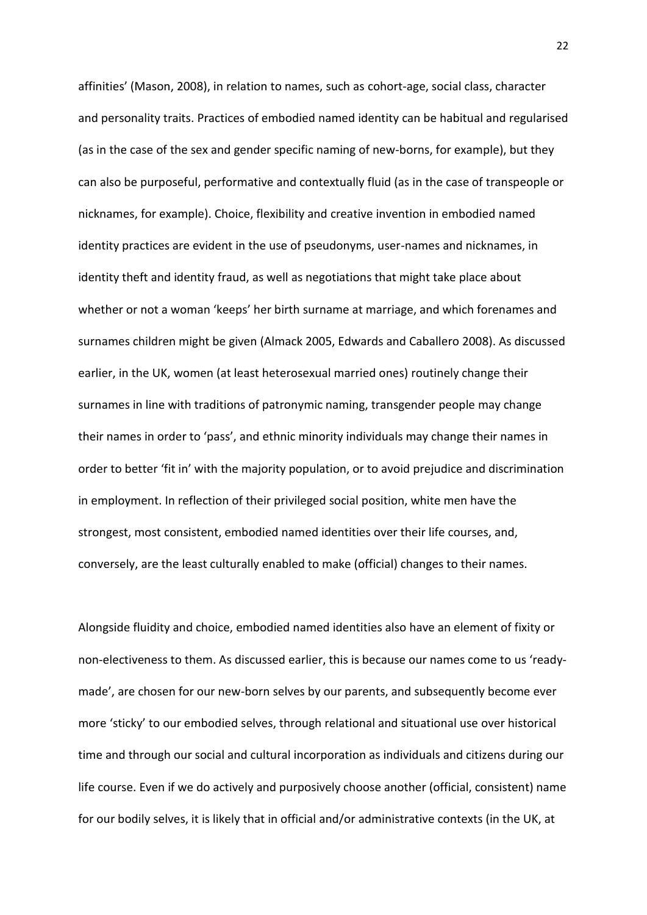affinities' (Mason, 2008), in relation to names, such as cohort-age, social class, character and personality traits. Practices of embodied named identity can be habitual and regularised (as in the case of the sex and gender specific naming of new-borns, for example), but they can also be purposeful, performative and contextually fluid (as in the case of transpeople or nicknames, for example). Choice, flexibility and creative invention in embodied named identity practices are evident in the use of pseudonyms, user-names and nicknames, in identity theft and identity fraud, as well as negotiations that might take place about whether or not a woman 'keeps' her birth surname at marriage, and which forenames and surnames children might be given (Almack 2005, Edwards and Caballero 2008). As discussed earlier, in the UK, women (at least heterosexual married ones) routinely change their surnames in line with traditions of patronymic naming, transgender people may change their names in order to 'pass', and ethnic minority individuals may change their names in order to better 'fit in' with the majority population, or to avoid prejudice and discrimination in employment. In reflection of their privileged social position, white men have the strongest, most consistent, embodied named identities over their life courses, and, conversely, are the least culturally enabled to make (official) changes to their names.

Alongside fluidity and choice, embodied named identities also have an element of fixity or non-electiveness to them. As discussed earlier, this is because our names come to us 'ready-made', are chosen for our new-born selves by our parents, and subsequently become ever more 'sticky' to our embodied selves, through relational and situational use over historical time and through our social and cultural incorporation as individuals and citizens during our life course. Even if we do actively and purposively choose another (official, consistent) name for our bodily selves, it is likely that in official and/or administrative contexts (in the UK, at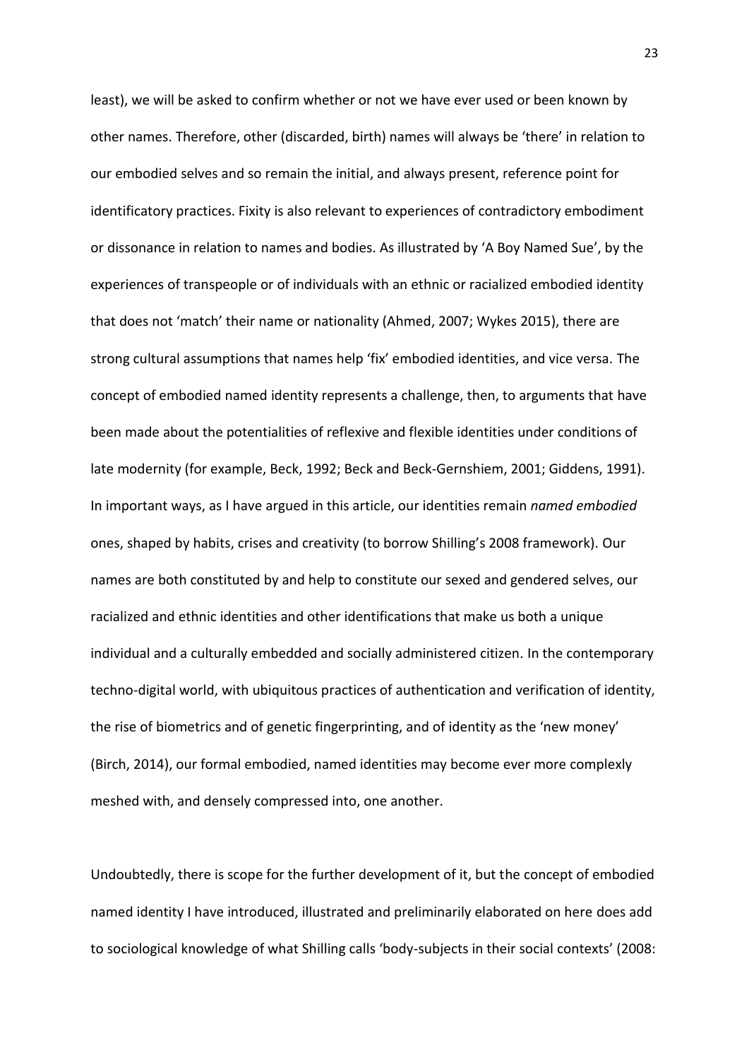least), we will be asked to confirm whether or not we have ever used or been known by other names. Therefore, other (discarded, birth) names will always be 'there' in relation to our embodied selves and so remain the initial, and always present, reference point for identificatory practices. Fixity is also relevant to experiences of contradictory embodiment or dissonance in relation to names and bodies. As illustrated by 'A Boy Named Sue', by the experiences of transpeople or of individuals with an ethnic or racialized embodied identity that does not 'match' their name or nationality (Ahmed, 2007; Wykes 2015), there are strong cultural assumptions that names help 'fix' embodied identities, and vice versa. The concept of embodied named identity represents a challenge, then, to arguments that have been made about the potentialities of reflexive and flexible identities under conditions of late modernity (for example, Beck, 1992; Beck and Beck-Gernshiem, 2001; Giddens, 1991). In important ways, as I have argued in this article, our identities remain *named embodied* ones, shaped by habits, crises and creativity (to borrow Shilling's 2008 framework). Our names are both constituted by and help to constitute our sexed and gendered selves, our racialized and ethnic identities and other identifications that make us both a unique individual and a culturally embedded and socially administered citizen. In the contemporary techno-digital world, with ubiquitous practices of authentication and verification of identity, the rise of biometrics and of genetic fingerprinting, and of identity as the 'new money' (Birch, 2014), our formal embodied, named identities may become ever more complexly meshed with, and densely compressed into, one another.

Undoubtedly, there is scope for the further development of it, but the concept of embodied named identity I have introduced, illustrated and preliminarily elaborated on here does add to sociological knowledge of what Shilling calls 'body-subjects in their social contexts' (2008: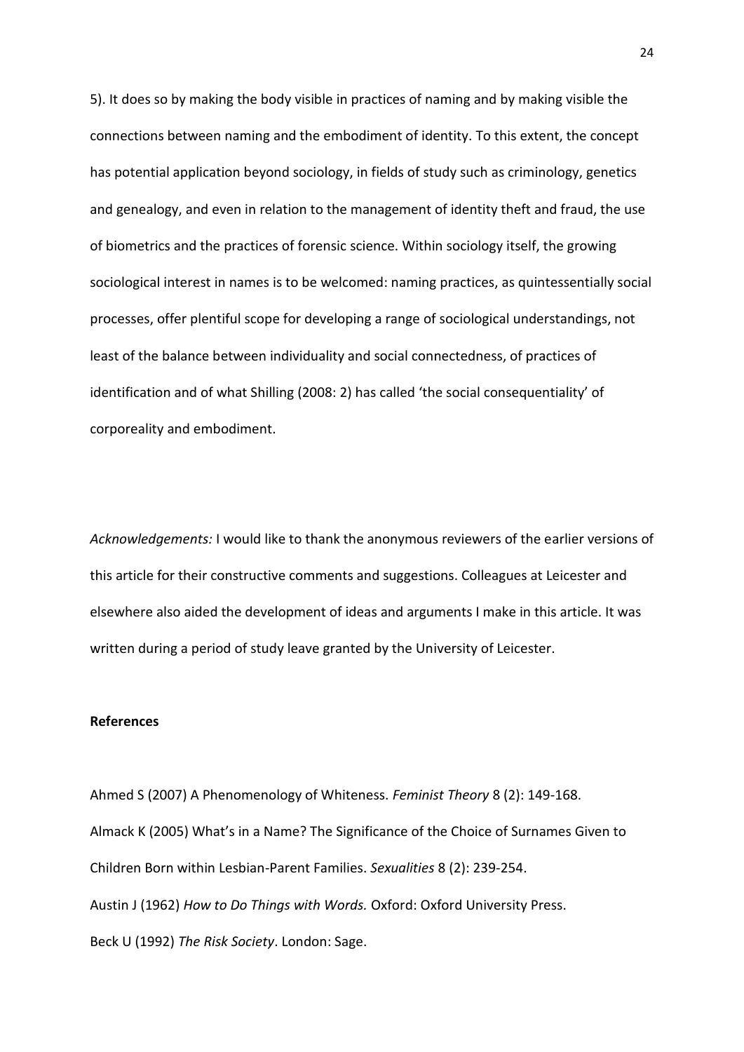5). It does so by making the body visible in practices of naming and by making visible the connections between naming and the embodiment of identity. To this extent, the concept has potential application beyond sociology, in fields of study such as criminology, genetics and genealogy, and even in relation to the management of identity theft and fraud, the use of biometrics and the practices of forensic science. Within sociology itself, the growing sociological interest in names is to be welcomed: naming practices, as quintessentially social processes, offer plentiful scope for developing a range of sociological understandings, not least of the balance between individuality and social connectedness, of practices of identification and of what Shilling (2008: 2) has called 'the social consequentiality' of corporeality and embodiment.

*Acknowledgements:* I would like to thank the anonymous reviewers of the earlier versions of this article for their constructive comments and suggestions. Colleagues at Leicester and elsewhere also aided the development of ideas and arguments I make in this article. It was written during a period of study leave granted by the University of Leicester.

**References**

Ahmed S (2007) A Phenomenology of Whiteness. *Feminist Theory* 8 (2): 149-168.

Almack K (2005) What's in a Name? The Significance of the Choice of Surnames Given to Children Born within Lesbian-Parent Families. *Sexualities* 8 (2): 239-254.

Austin J (1962) *How to Do Things with Words.* Oxford: Oxford University Press.

Beck U (1992) *The Risk Society*. London: Sage.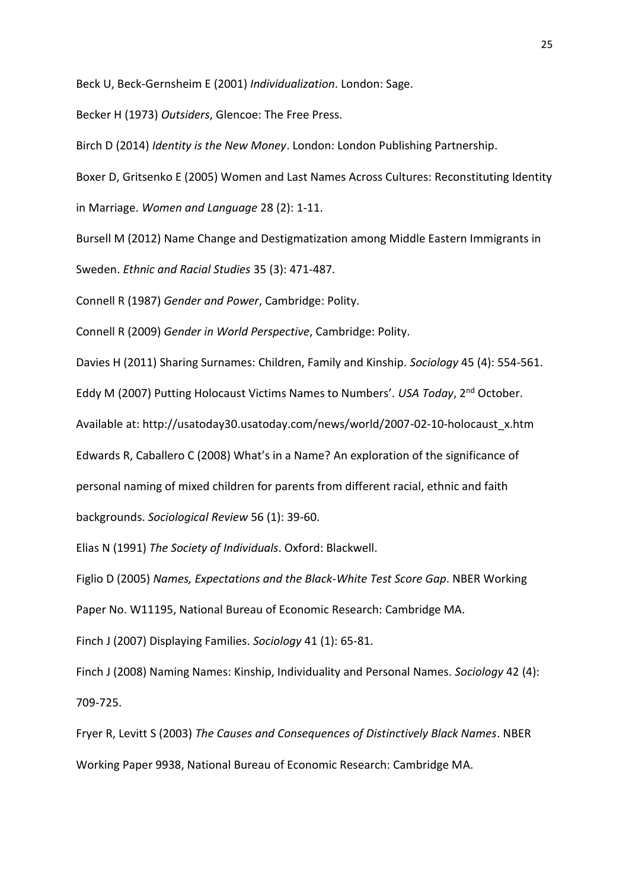Beck U, Beck-Gernsheim E (2001) *Individualization*. London: Sage.

Becker H (1973) *Outsiders*, Glencoe: The Free Press.

Birch D (2014) *Identity is the New Money*. London: London Publishing Partnership.

Boxer D, Gritsenko E (2005) Women and Last Names Across Cultures: Reconstituting Identity in Marriage. *Women and Language* 28 (2): 1-11.

Bursell M (2012) Name Change and Destigmatization among Middle Eastern Immigrants in Sweden. *Ethnic and Racial Studies* 35 (3): 471-487.

Connell R (1987) *Gender and Power*, Cambridge: Polity.

Connell R (2009) *Gender in World Perspective*, Cambridge: Polity.

Davies H (2011) Sharing Surnames: Children, Family and Kinship. *Sociology* 45 (4): 554-561.

Eddy M (2007) Putting Holocaust Victims Names to Numbers'. *USA Today*, 2nd October. Available at: http://usatoday30.usatoday.com/news/world/2007-02-10-holocaust_x.htm

Edwards R, Caballero C (2008) What's in a Name? An exploration of the significance of personal naming of mixed children for parents from different racial, ethnic and faith backgrounds. *Sociological Review* 56 (1): 39-60.

Elias N (1991) *The Society of Individuals*. Oxford: Blackwell.

Figlio D (2005) *Names, Expectations and the Black-White Test Score Gap*. NBER Working Paper No. W11195, National Bureau of Economic Research: Cambridge MA.

Finch J (2007) Displaying Families. *Sociology* 41 (1): 65-81.

Finch J (2008) Naming Names: Kinship, Individuality and Personal Names. *Sociology* 42 (4): 709-725.

Fryer R, Levitt S (2003) *The Causes and Consequences of Distinctively Black Names*. NBER Working Paper 9938, National Bureau of Economic Research: Cambridge MA.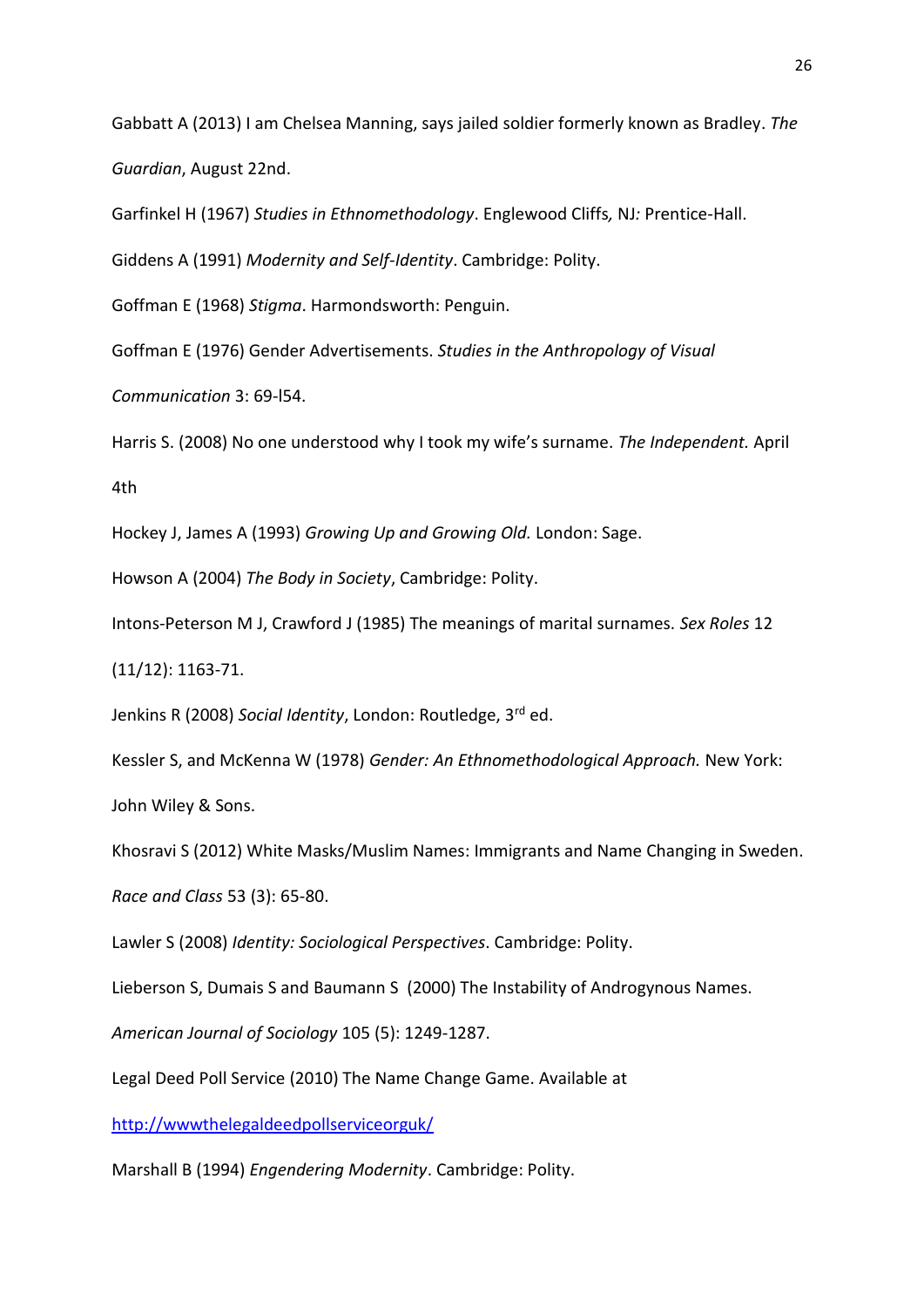Gabbatt A (2013) I am Chelsea Manning, says jailed soldier formerly known as Bradley. *The Guardian*, August 22nd.

Garfinkel H (1967) *Studies in Ethnomethodology*. Englewood Cliffs*,* NJ*:* Prentice-Hall.

Giddens A (1991) *Modernity and Self-Identity*. Cambridge: Polity.

Goffman E (1968) *Stigma*. Harmondsworth: Penguin.

Goffman E (1976) Gender Advertisements. *Studies in the Anthropology of Visual Communication* 3: 69-l54.

Harris S. (2008) No one understood why I took my wife's surname. *The Independent.* April 4th

Hockey J, James A (1993) *Growing Up and Growing Old.* London: Sage.

Howson A (2004) *The Body in Society*, Cambridge: Polity.

Intons-Peterson M J, Crawford J (1985) The meanings of marital surnames. *Sex Roles* 12 (11/12): 1163-71.

Jenkins R (2008) *Social Identity*, London: Routledge, 3rd ed.

Kessler S, and McKenna W (1978) *Gender: An Ethnomethodological Approach.* New York: John Wiley & Sons.

Khosravi S (2012) White Masks/Muslim Names: Immigrants and Name Changing in Sweden. *Race and Class* 53 (3): 65-80.

Lawler S (2008) *Identity: Sociological Perspectives*. Cambridge: Polity.

Lieberson S, Dumais S and Baumann S (2000) The Instability of Androgynous Names. *American Journal of Sociology* 105 (5): 1249-1287.

Legal Deed Poll Service (2010) The Name Change Game. Available at http://wwwthelegaldeedpollserviceorguk/

Marshall B (1994) *Engendering Modernity*. Cambridge: Polity.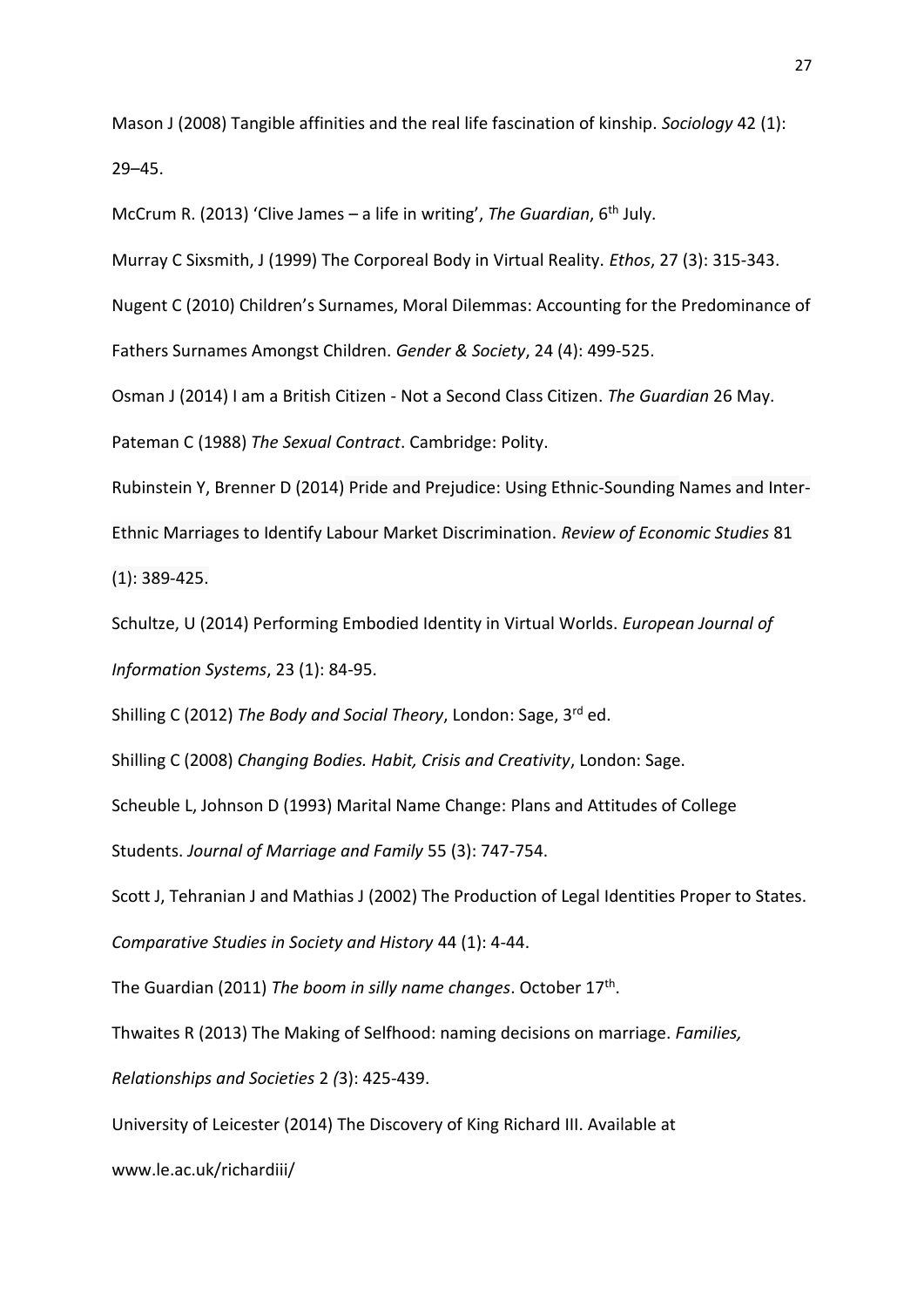Mason J (2008) Tangible affinities and the real life fascination of kinship. *Sociology* 42 (1): 29–45.

McCrum R. (2013) 'Clive James – a life in writing', *The Guardian*, 6th July.

Murray C Sixsmith, J (1999) The Corporeal Body in Virtual Reality. *Ethos*, 27 (3): 315-343.

Nugent C (2010) Children's Surnames, Moral Dilemmas: Accounting for the Predominance of Fathers Surnames Amongst Children. *Gender & Society*, 24 (4): 499-525.

Osman J (2014) I am a British Citizen - Not a Second Class Citizen. *The Guardian* 26 May.

Pateman C (1988) *The Sexual Contract*. Cambridge: Polity.

Rubinstein Y, Brenner D (2014) Pride and Prejudice: Using Ethnic-Sounding Names and Inter-Ethnic Marriages to Identify Labour Market Discrimination. *Review of Economic Studies* 81 (1): 389-425.

Schultze, U (2014) Performing Embodied Identity in Virtual Worlds. *European Journal of Information Systems*, 23 (1): 84-95.

Shilling C (2012) *The Body and Social Theory*, London: Sage, 3rd ed.

Shilling C (2008) *Changing Bodies. Habit, Crisis and Creativity*, London: Sage.

Scheuble L, Johnson D (1993) Marital Name Change: Plans and Attitudes of College Students. *Journal of Marriage and Family* 55 (3): 747-754.

Scott J, Tehranian J and Mathias J (2002) The Production of Legal Identities Proper to States. *Comparative Studies in Society and History* 44 (1): 4-44.

The Guardian (2011) *The boom in silly name changes*. October 17th.

Thwaites R (2013) The Making of Selfhood: naming decisions on marriage. *Families, Relationships and Societies* 2 *(*3): 425-439.

University of Leicester (2014) The Discovery of King Richard III. Available at www.le.ac.uk/richardiii/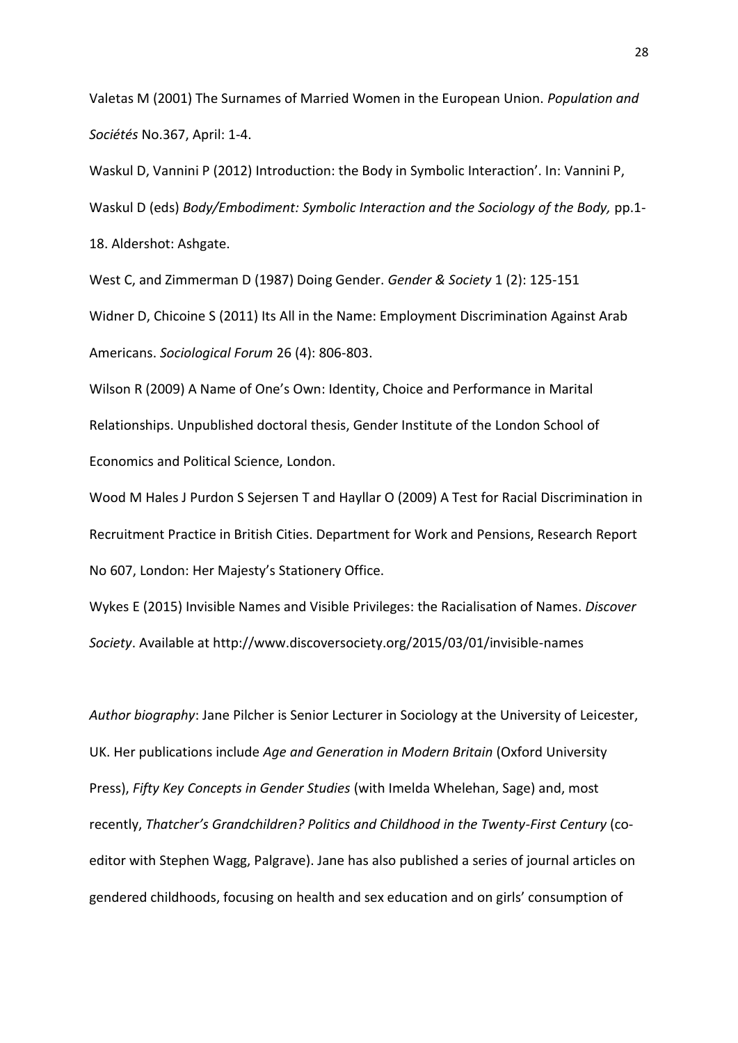Valetas M (2001) The Surnames of Married Women in the European Union. *Population and Sociétés* No.367, April: 1-4.

Waskul D, Vannini P (2012) Introduction: the Body in Symbolic Interaction'. In: Vannini P, Waskul D (eds) *Body/Embodiment: Symbolic Interaction and the Sociology of the Body,* pp.1-18. Aldershot: Ashgate.

West C, and Zimmerman D (1987) Doing Gender. *Gender & Society* 1 (2): 125-151

Widner D, Chicoine S (2011) Its All in the Name: Employment Discrimination Against Arab Americans. *Sociological Forum* 26 (4): 806-803.

Wilson R (2009) A Name of One's Own: Identity, Choice and Performance in Marital Relationships. Unpublished doctoral thesis, Gender Institute of the London School of Economics and Political Science, London.

Wood M Hales J Purdon S Sejersen T and Hayllar O (2009) A Test for Racial Discrimination in Recruitment Practice in British Cities. Department for Work and Pensions, Research Report No 607, London: Her Majesty's Stationery Office.

Wykes E (2015) Invisible Names and Visible Privileges: the Racialisation of Names. *Discover Society*. Available at http://www.discoversociety.org/2015/03/01/invisible-names

*Author biography*: Jane Pilcher is Senior Lecturer in Sociology at the University of Leicester, UK. Her publications include *Age and Generation in Modern Britain* (Oxford University Press), *Fifty Key Concepts in Gender Studies* (with Imelda Whelehan, Sage) and, most recently, *Thatcher's Grandchildren? Politics and Childhood in the Twenty-First Century* (co-editor with Stephen Wagg, Palgrave). Jane has also published a series of journal articles on gendered childhoods, focusing on health and sex education and on girls' consumption of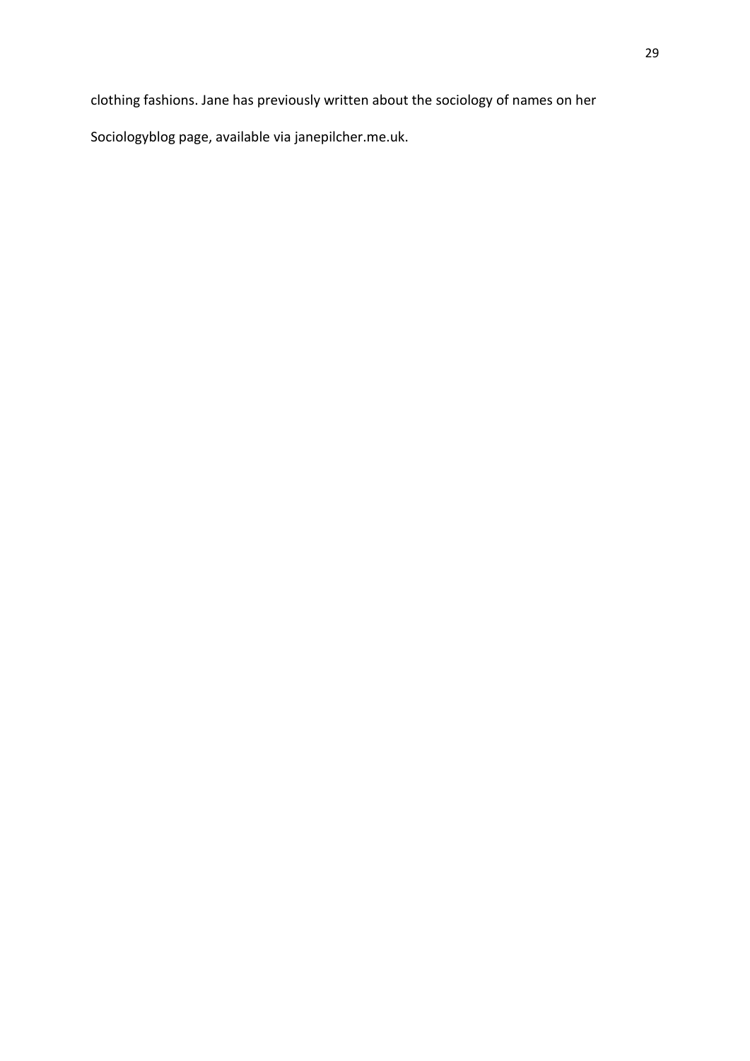clothing fashions. Jane has previously written about the sociology of names on her Sociologyblog page, available via janepilcher.me.uk.